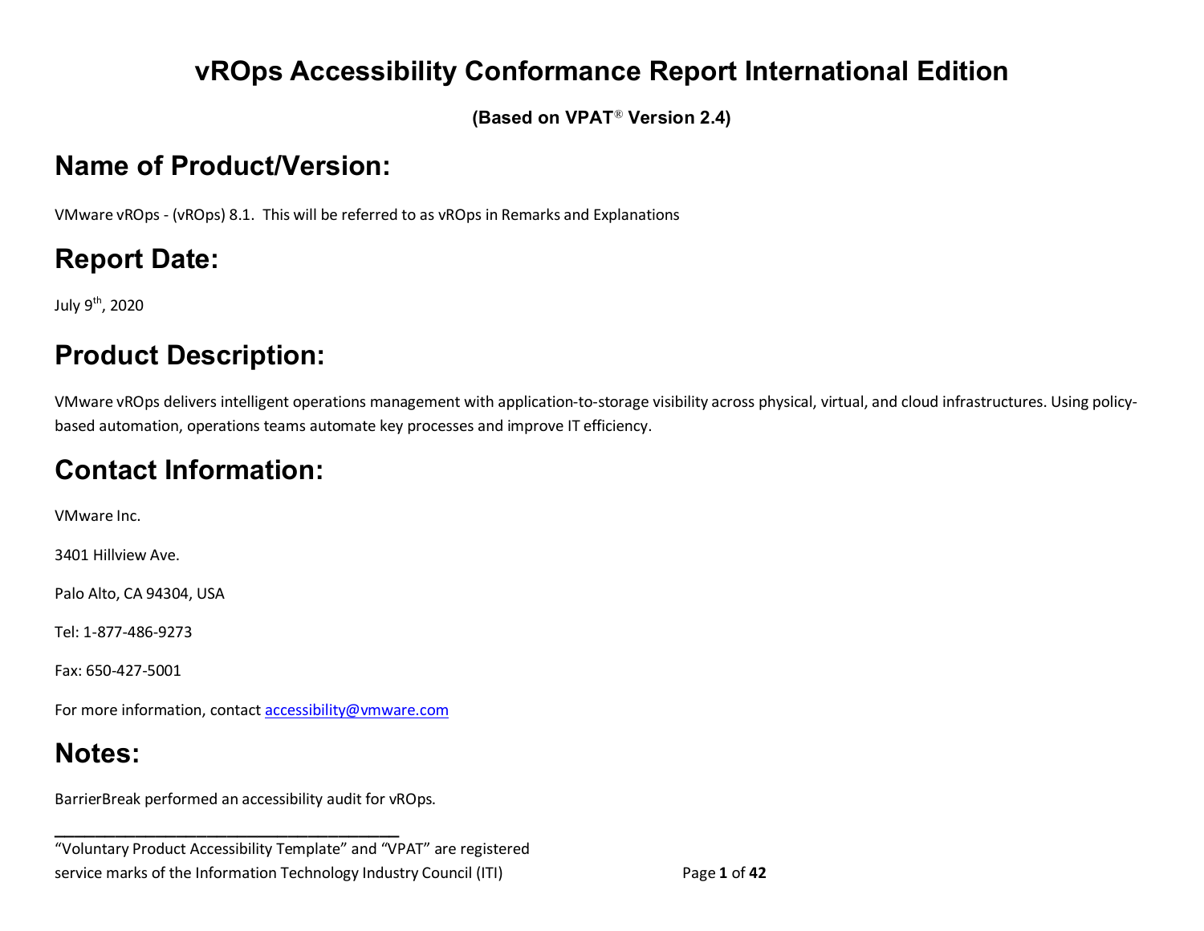# vROps Accessibility Conformance Report International Edition

**(Based on VPAT® Version 2.4)**

## Name of Product/Version:

VMware vROps - (vROps) 8.1. This will be referred to as vROps in Remarks and Explanations

## Report Date:

July 9th, 2020

## Product Description:

VMware vROps delivers intelligent operations management with application-to-storage visibility across physical, virtual, and cloud infrastructures. Using policy-based automation, operations teams automate key processes and improve IT efficiency.

## Contact Information:

VMware Inc.

3401 Hillview Ave.

Palo Alto, CA 94304, USA

Tel: 1-877-486-9273

Fax: 650-427-5001

For more information, contact accessibility@vmware.com

## Notes:

BarrierBreak performed an accessibility audit for vROps.

---

"Voluntary Product Accessibility Template" and "VPAT" are registered service marks of the Information Technology Industry Council (ITI)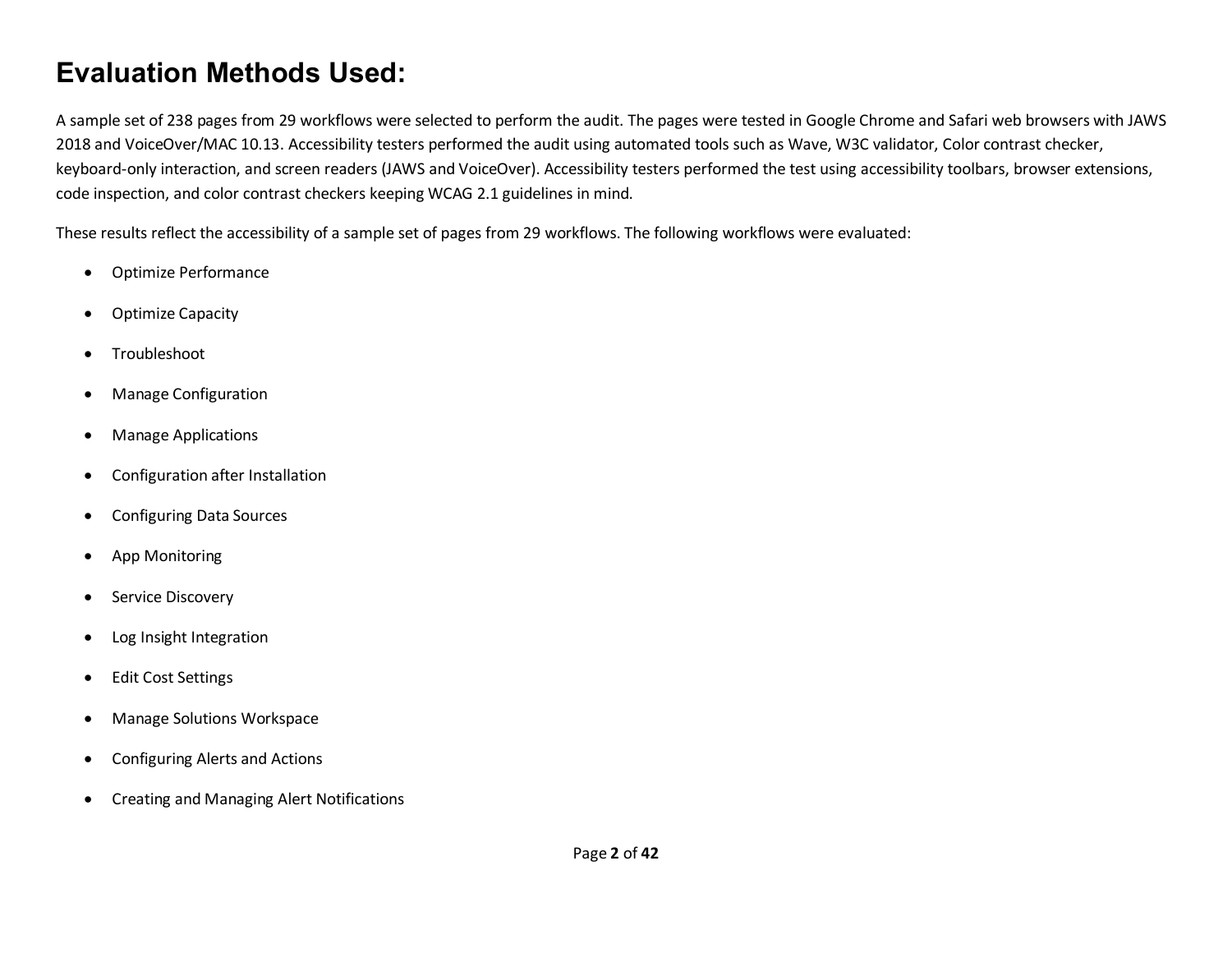# Evaluation Methods Used:

A sample set of 238 pages from 29 workflows were selected to perform the audit. The pages were tested in Google Chrome and Safari web browsers with JAWS 2018 and VoiceOver/MAC 10.13. Accessibility testers performed the audit using automated tools such as Wave, W3C validator, Color contrast checker, keyboard-only interaction, and screen readers (JAWS and VoiceOver). Accessibility testers performed the test using accessibility toolbars, browser extensions, code inspection, and color contrast checkers keeping WCAG 2.1 guidelines in mind.

These results reflect the accessibility of a sample set of pages from 29 workflows. The following workflows were evaluated:

- Optimize Performance
- Optimize Capacity
- Troubleshoot
- Manage Configuration
- Manage Applications
- Configuration after Installation
- Configuring Data Sources
- App Monitoring
- Service Discovery
- Log Insight Integration
- Edit Cost Settings
- Manage Solutions Workspace
- Configuring Alerts and Actions
- Creating and Managing Alert Notifications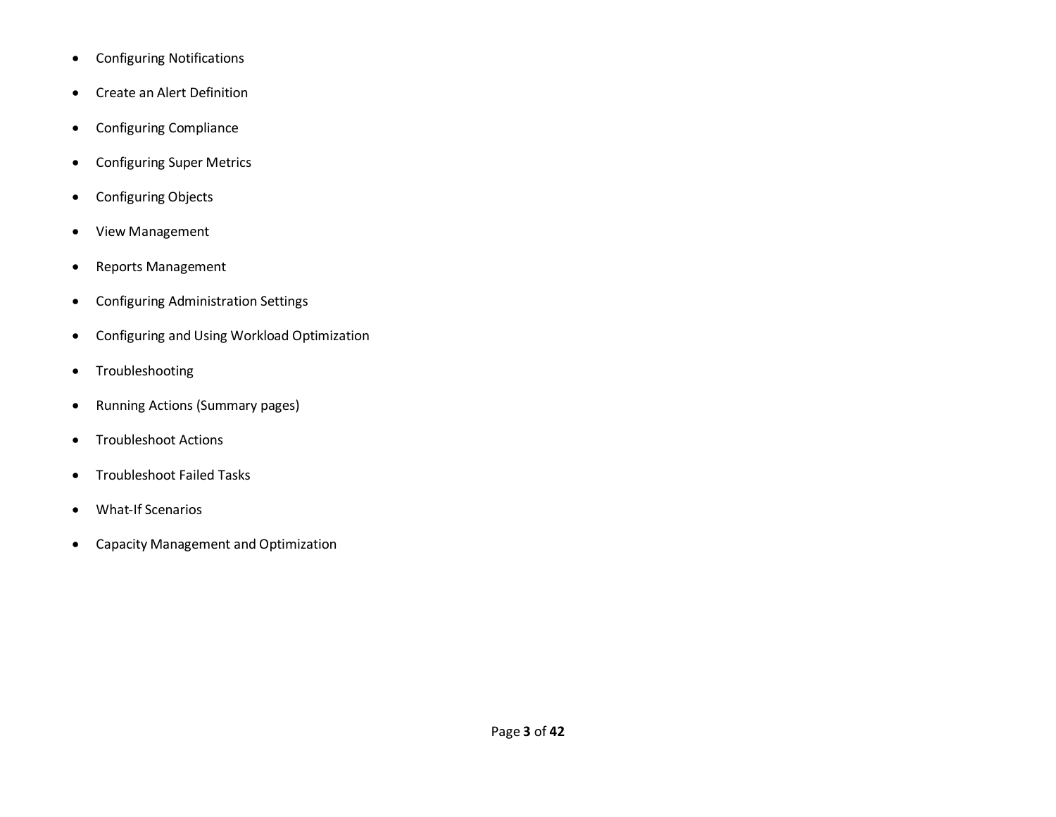- Configuring Notifications
- Create an Alert Definition
- Configuring Compliance
- Configuring Super Metrics
- Configuring Objects
- View Management
- Reports Management
- Configuring Administration Settings
- Configuring and Using Workload Optimization
- Troubleshooting
- Running Actions (Summary pages)
- Troubleshoot Actions
- Troubleshoot Failed Tasks
- What-If Scenarios
- Capacity Management and Optimization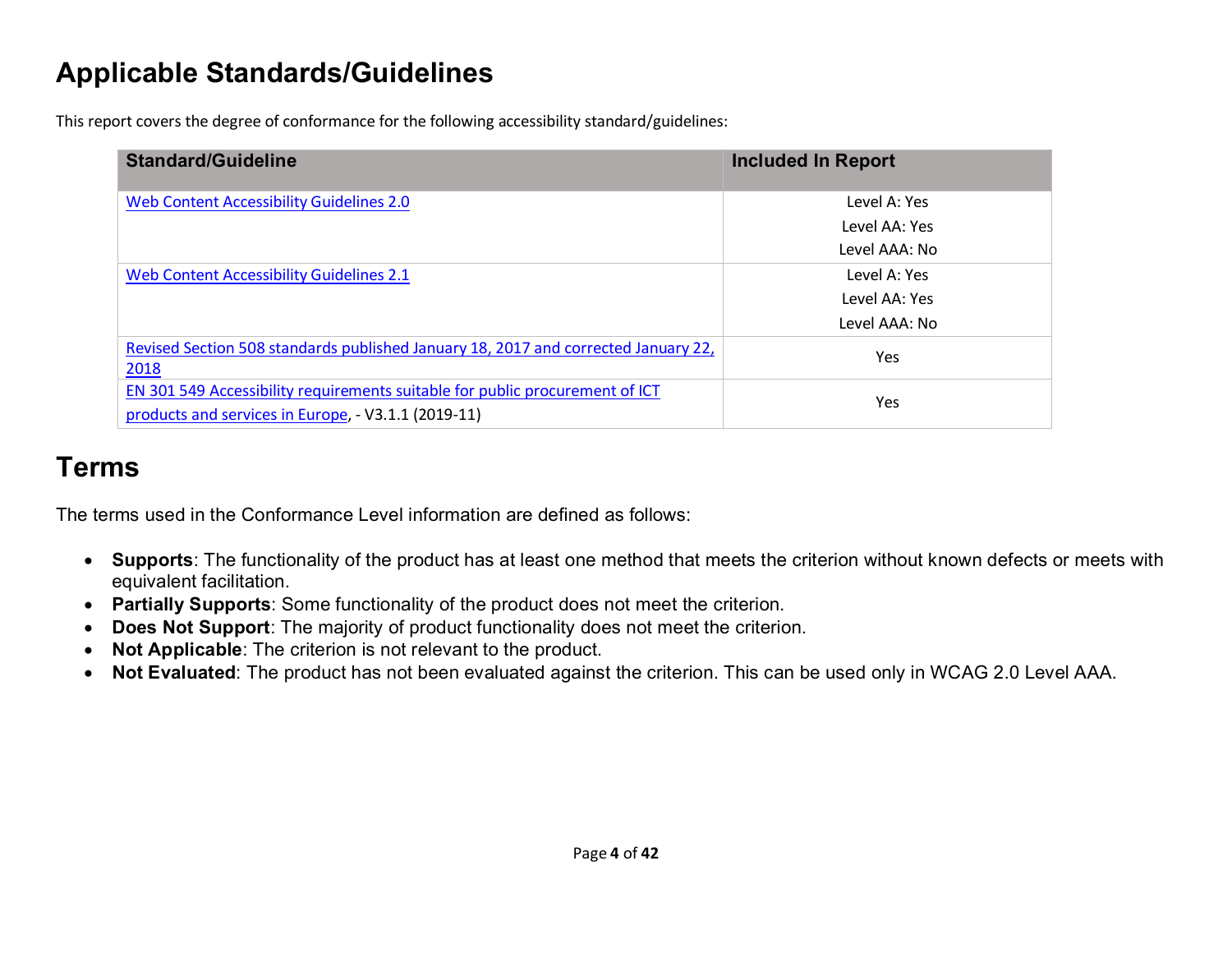# Applicable Standards/Guidelines

This report covers the degree of conformance for the following accessibility standard/guidelines:

| Standard/Guideline | Included In Report |
| --- | --- |
| Web Content Accessibility Guidelines 2.0 | Level A: Yes<br>Level AA: Yes<br>Level AAA: No |
| Web Content Accessibility Guidelines 2.1 | Level A: Yes<br>Level AA: Yes<br>Level AAA: No |
| Revised Section 508 standards published January 18, 2017 and corrected January 22, 2018 | Yes |
| EN 301 549 Accessibility requirements suitable for public procurement of ICT products and services in Europe, - V3.1.1 (2019-11) | Yes |

# Terms

The terms used in the Conformance Level information are defined as follows:

- **Supports**: The functionality of the product has at least one method that meets the criterion without known defects or meets with equivalent facilitation.
- **Partially Supports**: Some functionality of the product does not meet the criterion.
- **Does Not Support**: The majority of product functionality does not meet the criterion.
- **Not Applicable**: The criterion is not relevant to the product.
- **Not Evaluated**: The product has not been evaluated against the criterion. This can be used only in WCAG 2.0 Level AAA.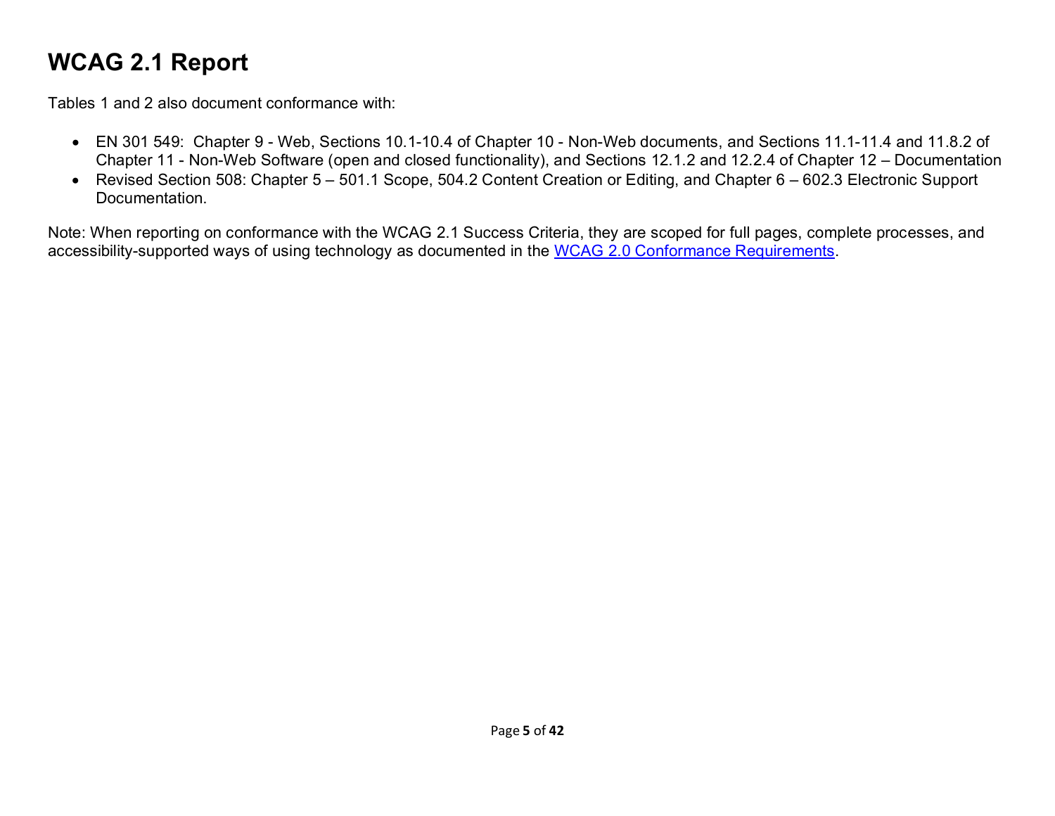# WCAG 2.1 Report

Tables 1 and 2 also document conformance with:

- EN 301 549: Chapter 9 - Web, Sections 10.1-10.4 of Chapter 10 - Non-Web documents, and Sections 11.1-11.4 and 11.8.2 of Chapter 11 - Non-Web Software (open and closed functionality), and Sections 12.1.2 and 12.2.4 of Chapter 12 – Documentation
- Revised Section 508: Chapter 5 – 501.1 Scope, 504.2 Content Creation or Editing, and Chapter 6 – 602.3 Electronic Support Documentation.

Note: When reporting on conformance with the WCAG 2.1 Success Criteria, they are scoped for full pages, complete processes, and accessibility-supported ways of using technology as documented in the [WCAG 2.0 Conformance Requirements](https://www.w3.org/TR/WCAG20/#conformance-reqs).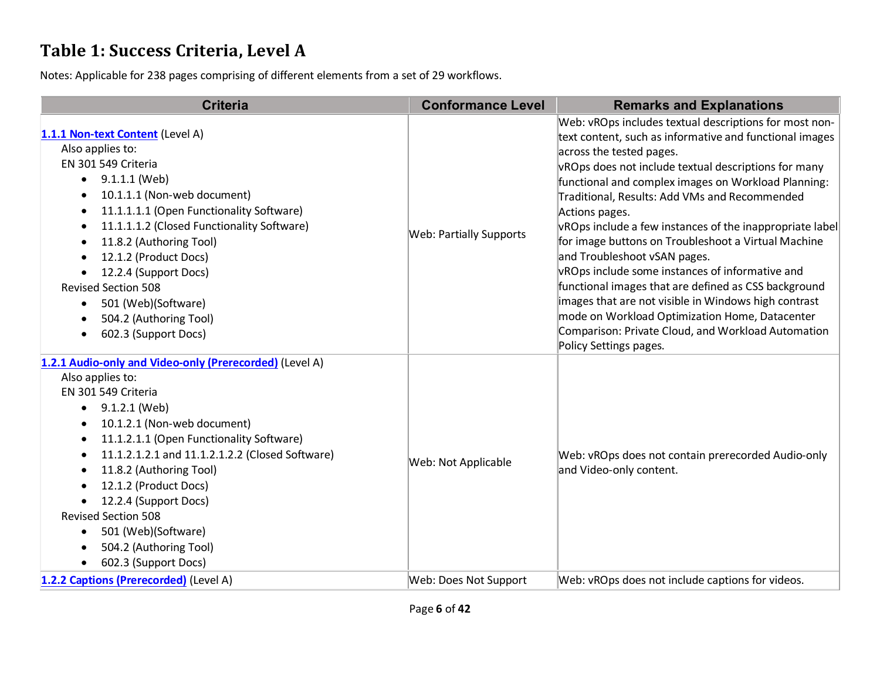# Table 1: Success Criteria, Level A

Notes: Applicable for 238 pages comprising of different elements from a set of 29 workflows.

| Criteria | Conformance Level | Remarks and Explanations |
| --- | --- | --- |
| [1.1.1 Non-text Content](#) (Level A)<br>Also applies to:<br>EN 301 549 Criteria<br>• 9.1.1.1 (Web)<br>• 10.1.1.1 (Non-web document)<br>• 11.1.1.1.1 (Open Functionality Software)<br>• 11.1.1.1.2 (Closed Functionality Software)<br>• 11.8.2 (Authoring Tool)<br>• 12.1.2 (Product Docs)<br>• 12.2.4 (Support Docs)<br>Revised Section 508<br>• 501 (Web)(Software)<br>• 504.2 (Authoring Tool)<br>• 602.3 (Support Docs) | Web: Partially Supports | Web: vROps includes textual descriptions for most non-text content, such as informative and functional images across the tested pages.<br>vROps does not include textual descriptions for many functional and complex images on Workload Planning: Traditional, Results: Add VMs and Recommended Actions pages.<br>vROps include a few instances of the inappropriate label for image buttons on Troubleshoot a Virtual Machine and Troubleshoot vSAN pages.<br>vROps include some instances of informative and functional images that are defined as CSS background images that are not visible in Windows high contrast mode on Workload Optimization Home, Datacenter Comparison: Private Cloud, and Workload Automation Policy Settings pages. |
| [1.2.1 Audio-only and Video-only (Prerecorded)](#) (Level A)<br>Also applies to:<br>EN 301 549 Criteria<br>• 9.1.2.1 (Web)<br>• 10.1.2.1 (Non-web document)<br>• 11.1.2.1.1 (Open Functionality Software)<br>• 11.1.2.1.2.1 and 11.1.2.1.2.2 (Closed Software)<br>• 11.8.2 (Authoring Tool)<br>• 12.1.2 (Product Docs)<br>• 12.2.4 (Support Docs)<br>Revised Section 508<br>• 501 (Web)(Software)<br>• 504.2 (Authoring Tool)<br>• 602.3 (Support Docs) | Web: Not Applicable | Web: vROps does not contain prerecorded Audio-only and Video-only content. |
| [1.2.2 Captions (Prerecorded)](#) (Level A) | Web: Does Not Support | Web: vROps does not include captions for videos. |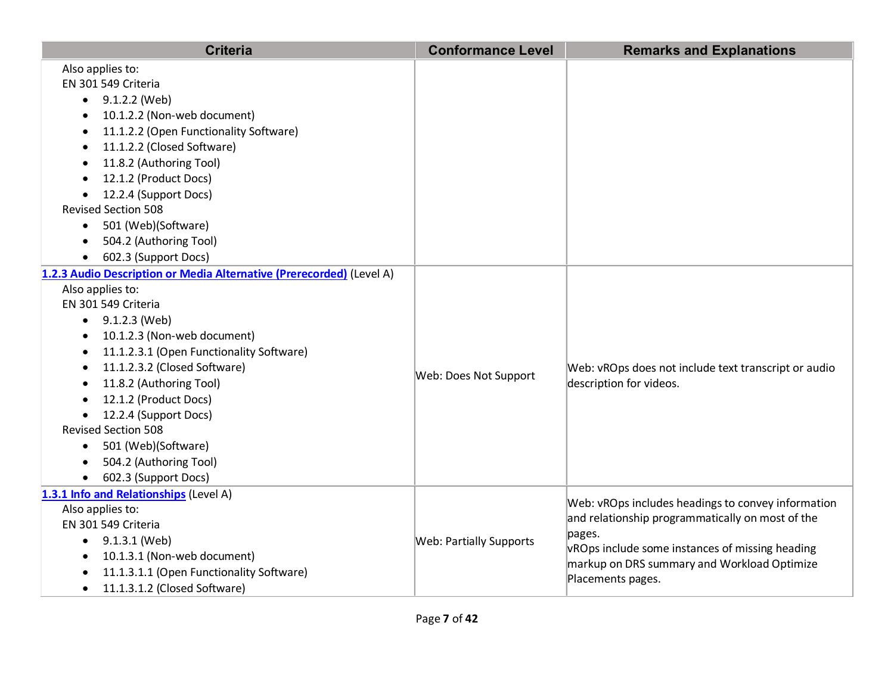| Criteria | Conformance Level | Remarks and Explanations |
|---|---|---|
| Also applies to:<br>EN 301 549 Criteria<br>• 9.1.2.2 (Web)<br>• 10.1.2.2 (Non-web document)<br>• 11.1.2.2 (Open Functionality Software)<br>• 11.1.2.2 (Closed Software)<br>• 11.8.2 (Authoring Tool)<br>• 12.1.2 (Product Docs)<br>• 12.2.4 (Support Docs)<br>Revised Section 508<br>• 501 (Web)(Software)<br>• 504.2 (Authoring Tool)<br>• 602.3 (Support Docs) | | |
| **1.2.3 Audio Description or Media Alternative (Prerecorded)** (Level A)<br>Also applies to:<br>EN 301 549 Criteria<br>• 9.1.2.3 (Web)<br>• 10.1.2.3 (Non-web document)<br>• 11.1.2.3.1 (Open Functionality Software)<br>• 11.1.2.3.2 (Closed Software)<br>• 11.8.2 (Authoring Tool)<br>• 12.1.2 (Product Docs)<br>• 12.2.4 (Support Docs)<br>Revised Section 508<br>• 501 (Web)(Software)<br>• 504.2 (Authoring Tool)<br>• 602.3 (Support Docs) | Web: Does Not Support | Web: vROps does not include text transcript or audio description for videos. |
| **1.3.1 Info and Relationships** (Level A)<br>Also applies to:<br>EN 301 549 Criteria<br>• 9.1.3.1 (Web)<br>• 10.1.3.1 (Non-web document)<br>• 11.1.3.1.1 (Open Functionality Software)<br>• 11.1.3.1.2 (Closed Software) | Web: Partially Supports | Web: vROps includes headings to convey information and relationship programmatically on most of the pages.<br>vROps include some instances of missing heading markup on DRS summary and Workload Optimize Placements pages. |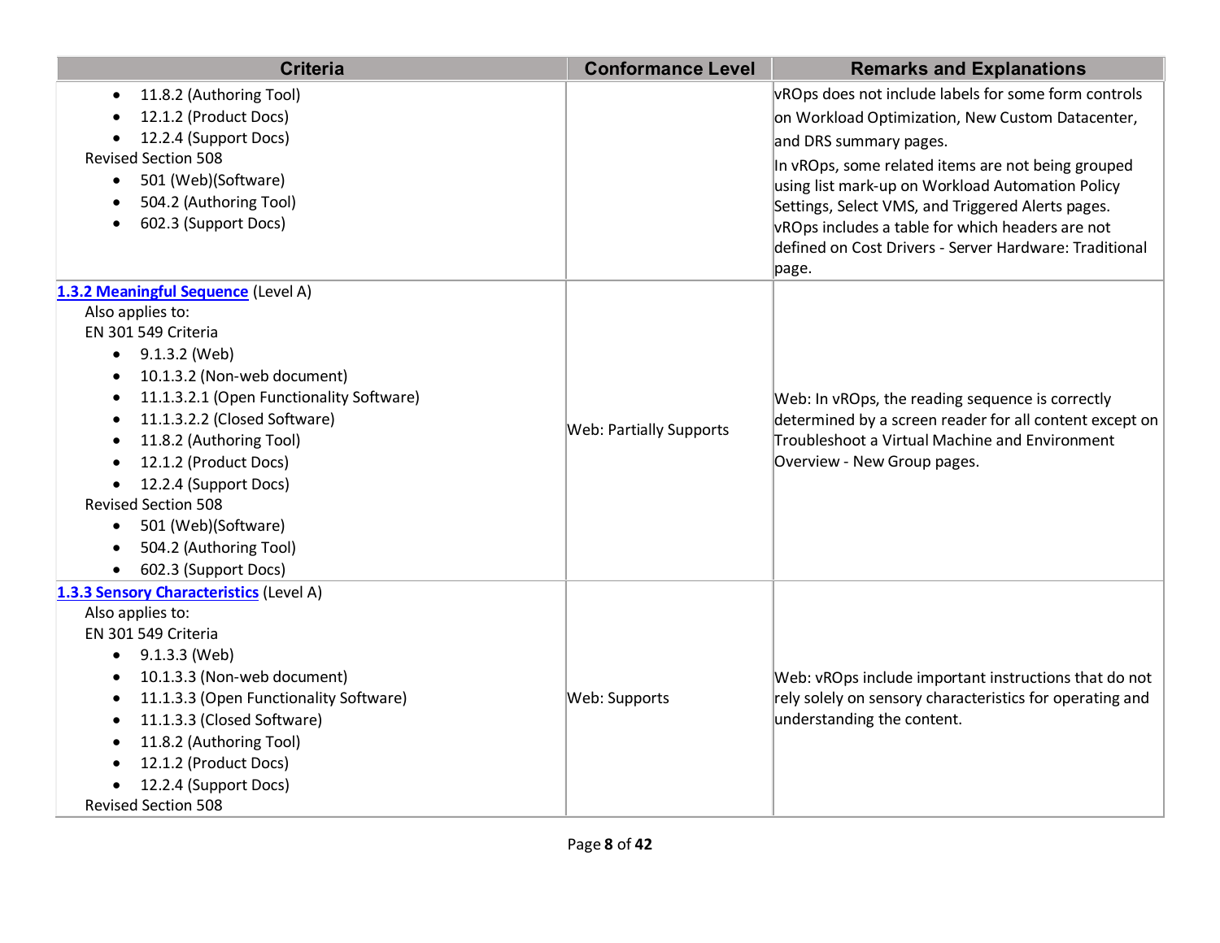| Criteria | Conformance Level | Remarks and Explanations |
|---|---|---|
| <ul><li>11.8.2 (Authoring Tool)</li><li>12.1.2 (Product Docs)</li><li>12.2.4 (Support Docs)</li></ul>Revised Section 508<ul><li>501 (Web)(Software)</li><li>504.2 (Authoring Tool)</li><li>602.3 (Support Docs)</li></ul> | | vROps does not include labels for some form controls on Workload Optimization, New Custom Datacenter, and DRS summary pages.<br>In vROps, some related items are not being grouped using list mark-up on Workload Automation Policy Settings, Select VMS, and Triggered Alerts pages.<br>vROps includes a table for which headers are not defined on Cost Drivers - Server Hardware: Traditional page. |
| **1.3.2 Meaningful Sequence** (Level A)<br>Also applies to:<br>EN 301 549 Criteria<ul><li>9.1.3.2 (Web)</li><li>10.1.3.2 (Non-web document)</li><li>11.1.3.2.1 (Open Functionality Software)</li><li>11.1.3.2.2 (Closed Software)</li><li>11.8.2 (Authoring Tool)</li><li>12.1.2 (Product Docs)</li><li>12.2.4 (Support Docs)</li></ul>Revised Section 508<ul><li>501 (Web)(Software)</li><li>504.2 (Authoring Tool)</li><li>602.3 (Support Docs)</li></ul> | Web: Partially Supports | Web: In vROps, the reading sequence is correctly determined by a screen reader for all content except on Troubleshoot a Virtual Machine and Environment Overview - New Group pages. |
| **1.3.3 Sensory Characteristics** (Level A)<br>Also applies to:<br>EN 301 549 Criteria<ul><li>9.1.3.3 (Web)</li><li>10.1.3.3 (Non-web document)</li><li>11.1.3.3 (Open Functionality Software)</li><li>11.1.3.3 (Closed Software)</li><li>11.8.2 (Authoring Tool)</li><li>12.1.2 (Product Docs)</li><li>12.2.4 (Support Docs)</li></ul>Revised Section 508 | Web: Supports | Web: vROps include important instructions that do not rely solely on sensory characteristics for operating and understanding the content. |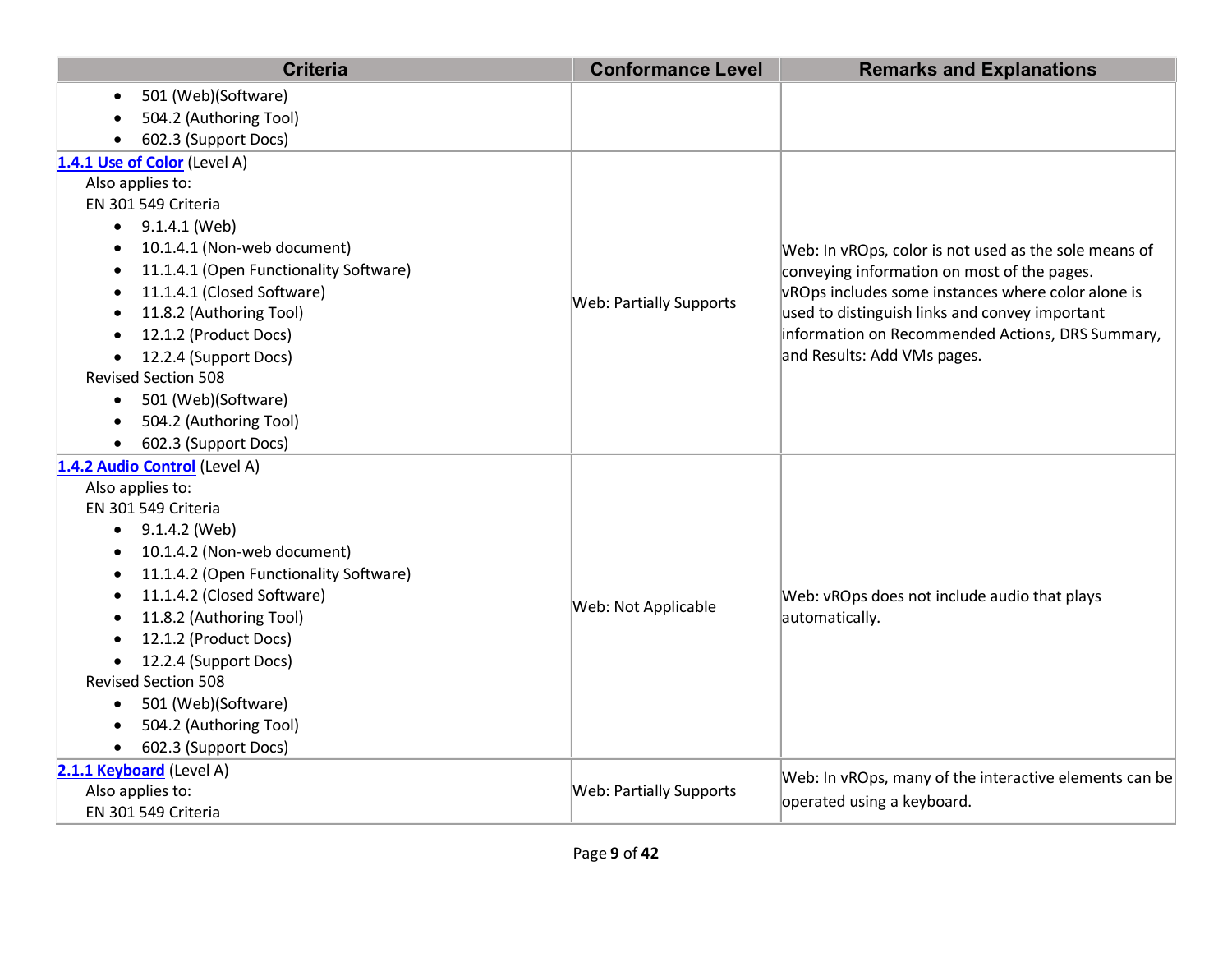| Criteria | Conformance Level | Remarks and Explanations |
|---|---|---|
| <ul><li>501 (Web)(Software)</li><li>504.2 (Authoring Tool)</li><li>602.3 (Support Docs)</li></ul> | | |
| **1.4.1 Use of Color** (Level A)<br>Also applies to:<br>EN 301 549 Criteria<ul><li>9.1.4.1 (Web)</li><li>10.1.4.1 (Non-web document)</li><li>11.1.4.1 (Open Functionality Software)</li><li>11.1.4.1 (Closed Software)</li><li>11.8.2 (Authoring Tool)</li><li>12.1.2 (Product Docs)</li><li>12.2.4 (Support Docs)</li></ul>Revised Section 508<ul><li>501 (Web)(Software)</li><li>504.2 (Authoring Tool)</li><li>602.3 (Support Docs)</li></ul> | Web: Partially Supports | Web: In vROps, color is not used as the sole means of conveying information on most of the pages.<br>vROps includes some instances where color alone is used to distinguish links and convey important information on Recommended Actions, DRS Summary, and Results: Add VMs pages. |
| **1.4.2 Audio Control** (Level A)<br>Also applies to:<br>EN 301 549 Criteria<ul><li>9.1.4.2 (Web)</li><li>10.1.4.2 (Non-web document)</li><li>11.1.4.2 (Open Functionality Software)</li><li>11.1.4.2 (Closed Software)</li><li>11.8.2 (Authoring Tool)</li><li>12.1.2 (Product Docs)</li><li>12.2.4 (Support Docs)</li></ul>Revised Section 508<ul><li>501 (Web)(Software)</li><li>504.2 (Authoring Tool)</li><li>602.3 (Support Docs)</li></ul> | Web: Not Applicable | Web: vROps does not include audio that plays automatically. |
| **2.1.1 Keyboard** (Level A)<br>Also applies to:<br>EN 301 549 Criteria | Web: Partially Supports | Web: In vROps, many of the interactive elements can be operated using a keyboard. |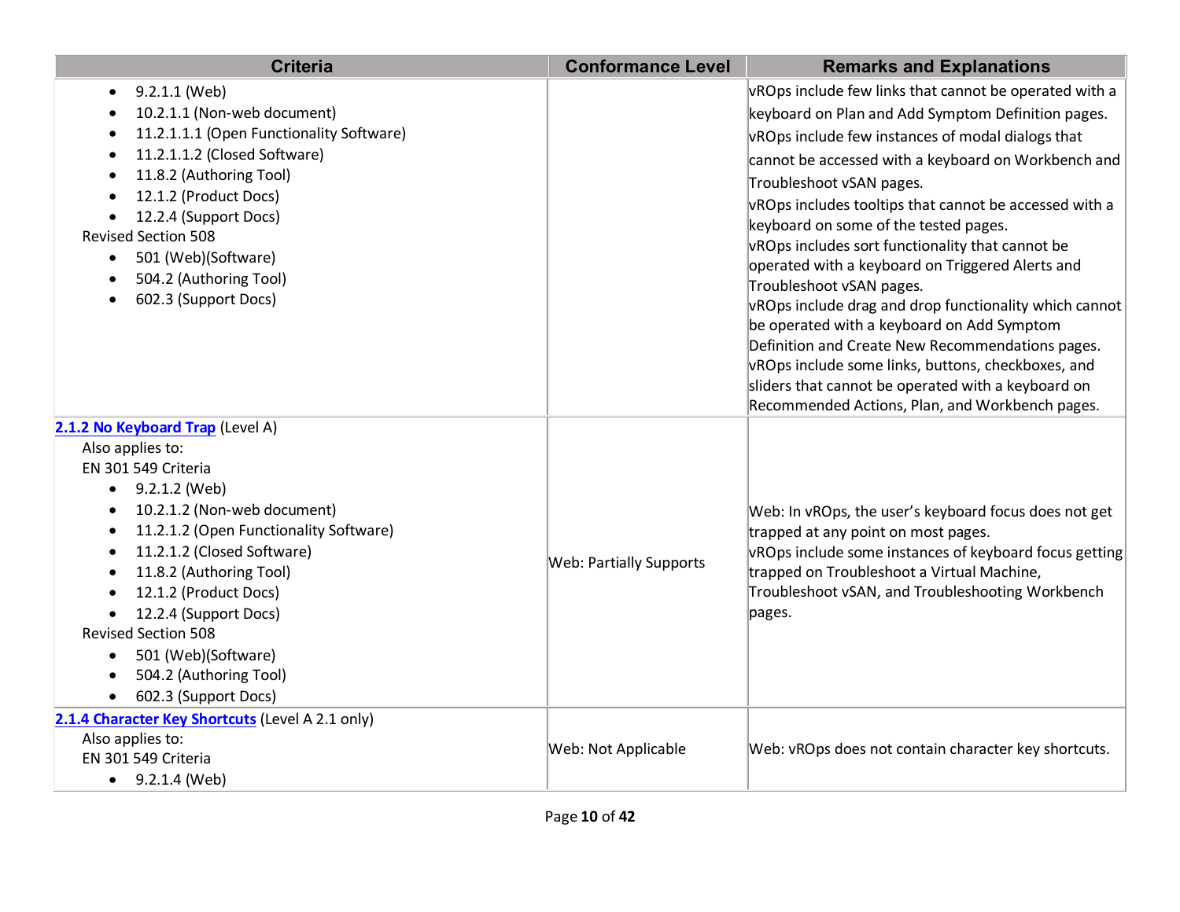| Criteria | Conformance Level | Remarks and Explanations |
| --- | --- | --- |
| • 9.2.1.1 (Web)<br>• 10.2.1.1 (Non-web document)<br>• 11.2.1.1.1 (Open Functionality Software)<br>• 11.2.1.1.2 (Closed Software)<br>• 11.8.2 (Authoring Tool)<br>• 12.1.2 (Product Docs)<br>• 12.2.4 (Support Docs)<br>Revised Section 508<br>• 501 (Web)(Software)<br>• 504.2 (Authoring Tool)<br>• 602.3 (Support Docs) | | vROps include few links that cannot be operated with a keyboard on Plan and Add Symptom Definition pages.<br>vROps include few instances of modal dialogs that cannot be accessed with a keyboard on Workbench and Troubleshoot vSAN pages.<br>vROps includes tooltips that cannot be accessed with a keyboard on some of the tested pages.<br>vROps includes sort functionality that cannot be operated with a keyboard on Triggered Alerts and Troubleshoot vSAN pages.<br>vROps include drag and drop functionality which cannot be operated with a keyboard on Add Symptom Definition and Create New Recommendations pages.<br>vROps include some links, buttons, checkboxes, and sliders that cannot be operated with a keyboard on Recommended Actions, Plan, and Workbench pages. |
| [2.1.2 No Keyboard Trap](https://www.w3.org/TR/WCAG21/#no-keyboard-trap) (Level A)<br>Also applies to:<br>EN 301 549 Criteria<br>• 9.2.1.2 (Web)<br>• 10.2.1.2 (Non-web document)<br>• 11.2.1.2 (Open Functionality Software)<br>• 11.2.1.2 (Closed Software)<br>• 11.8.2 (Authoring Tool)<br>• 12.1.2 (Product Docs)<br>• 12.2.4 (Support Docs)<br>Revised Section 508<br>• 501 (Web)(Software)<br>• 504.2 (Authoring Tool)<br>• 602.3 (Support Docs) | Web: Partially Supports | Web: In vROps, the user's keyboard focus does not get trapped at any point on most pages.<br>vROps include some instances of keyboard focus getting trapped on Troubleshoot a Virtual Machine, Troubleshoot vSAN, and Troubleshooting Workbench pages. |
| [2.1.4 Character Key Shortcuts](https://www.w3.org/TR/WCAG21/#character-key-shortcuts) (Level A 2.1 only)<br>Also applies to:<br>EN 301 549 Criteria<br>• 9.2.1.4 (Web) | Web: Not Applicable | Web: vROps does not contain character key shortcuts. |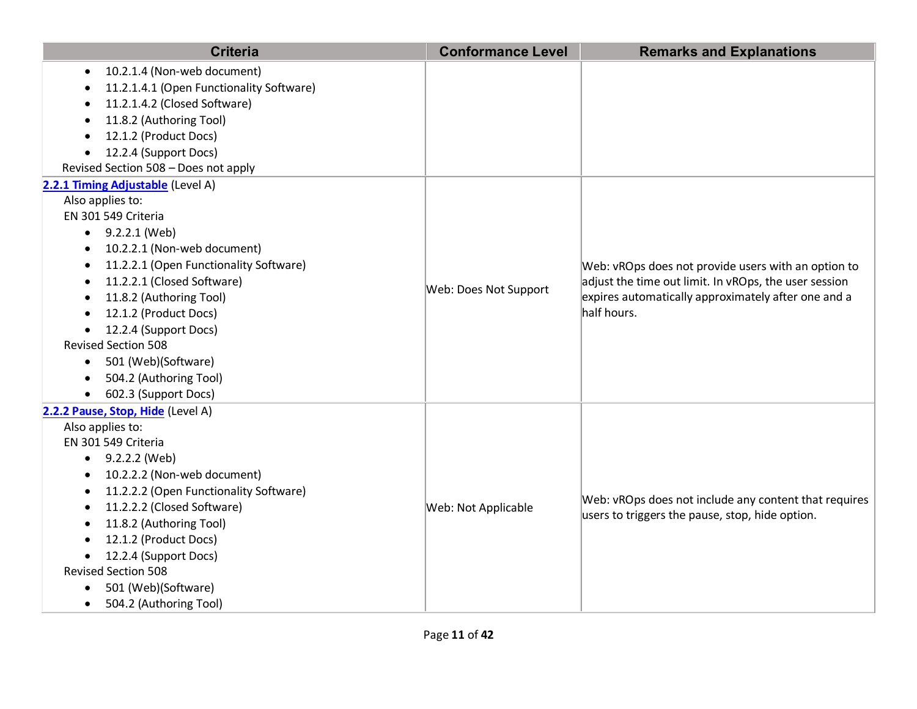| Criteria | Conformance Level | Remarks and Explanations |
| --- | --- | --- |
| • 10.2.1.4 (Non-web document)<br>• 11.2.1.4.1 (Open Functionality Software)<br>• 11.2.1.4.2 (Closed Software)<br>• 11.8.2 (Authoring Tool)<br>• 12.1.2 (Product Docs)<br>• 12.2.4 (Support Docs)<br>Revised Section 508 – Does not apply | | |
| **2.2.1 Timing Adjustable** (Level A)<br>Also applies to:<br>EN 301 549 Criteria<br>• 9.2.2.1 (Web)<br>• 10.2.2.1 (Non-web document)<br>• 11.2.2.1 (Open Functionality Software)<br>• 11.2.2.1 (Closed Software)<br>• 11.8.2 (Authoring Tool)<br>• 12.1.2 (Product Docs)<br>• 12.2.4 (Support Docs)<br>Revised Section 508<br>• 501 (Web)(Software)<br>• 504.2 (Authoring Tool)<br>• 602.3 (Support Docs) | Web: Does Not Support | Web: vROps does not provide users with an option to adjust the time out limit. In vROps, the user session expires automatically approximately after one and a half hours. |
| **2.2.2 Pause, Stop, Hide** (Level A)<br>Also applies to:<br>EN 301 549 Criteria<br>• 9.2.2.2 (Web)<br>• 10.2.2.2 (Non-web document)<br>• 11.2.2.2 (Open Functionality Software)<br>• 11.2.2.2 (Closed Software)<br>• 11.8.2 (Authoring Tool)<br>• 12.1.2 (Product Docs)<br>• 12.2.4 (Support Docs)<br>Revised Section 508<br>• 501 (Web)(Software)<br>• 504.2 (Authoring Tool) | Web: Not Applicable | Web: vROps does not include any content that requires users to triggers the pause, stop, hide option. |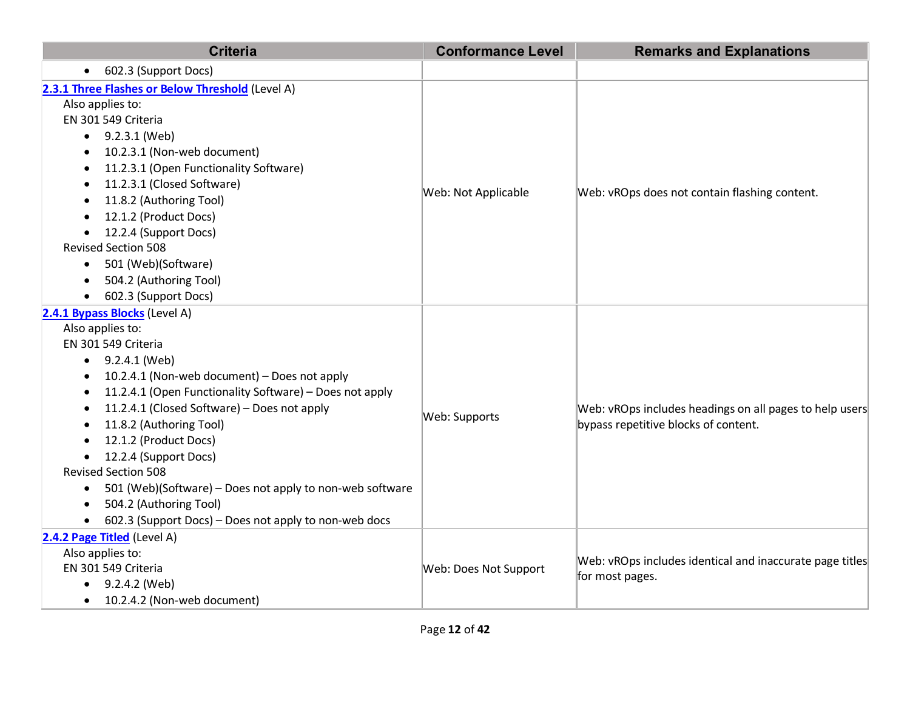| Criteria | Conformance Level | Remarks and Explanations |
| --- | --- | --- |
| • 602.3 (Support Docs) | | |
| [2.3.1 Three Flashes or Below Threshold](#) (Level A)<br>Also applies to:<br>EN 301 549 Criteria<br>• 9.2.3.1 (Web)<br>• 10.2.3.1 (Non-web document)<br>• 11.2.3.1 (Open Functionality Software)<br>• 11.2.3.1 (Closed Software)<br>• 11.8.2 (Authoring Tool)<br>• 12.1.2 (Product Docs)<br>• 12.2.4 (Support Docs)<br>Revised Section 508<br>• 501 (Web)(Software)<br>• 504.2 (Authoring Tool)<br>• 602.3 (Support Docs) | Web: Not Applicable | Web: vROps does not contain flashing content. |
| [2.4.1 Bypass Blocks](#) (Level A)<br>Also applies to:<br>EN 301 549 Criteria<br>• 9.2.4.1 (Web)<br>• 10.2.4.1 (Non-web document) – Does not apply<br>• 11.2.4.1 (Open Functionality Software) – Does not apply<br>• 11.2.4.1 (Closed Software) – Does not apply<br>• 11.8.2 (Authoring Tool)<br>• 12.1.2 (Product Docs)<br>• 12.2.4 (Support Docs)<br>Revised Section 508<br>• 501 (Web)(Software) – Does not apply to non-web software<br>• 504.2 (Authoring Tool)<br>• 602.3 (Support Docs) – Does not apply to non-web docs | Web: Supports | Web: vROps includes headings on all pages to help users bypass repetitive blocks of content. |
| [2.4.2 Page Titled](#) (Level A)<br>Also applies to:<br>EN 301 549 Criteria<br>• 9.2.4.2 (Web)<br>• 10.2.4.2 (Non-web document) | Web: Does Not Support | Web: vROps includes identical and inaccurate page titles for most pages. |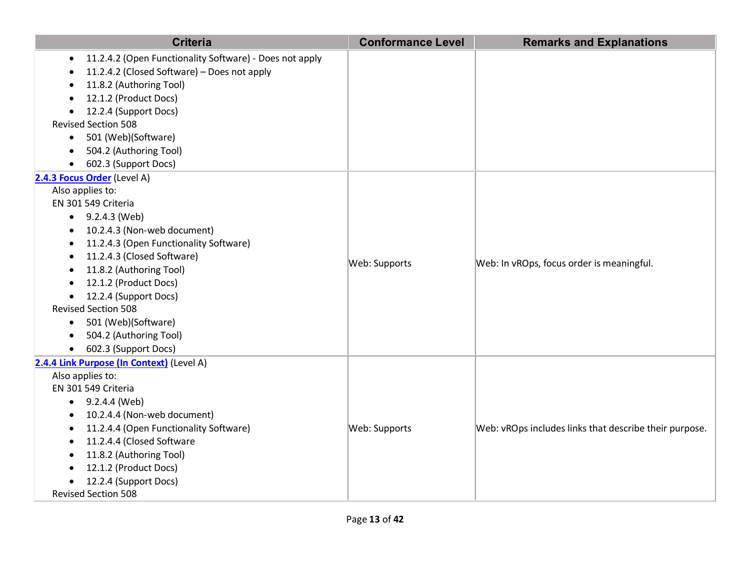| Criteria | Conformance Level | Remarks and Explanations |
| --- | --- | --- |
| • 11.2.4.2 (Open Functionality Software) - Does not apply<br>• 11.2.4.2 (Closed Software) – Does not apply<br>• 11.8.2 (Authoring Tool)<br>• 12.1.2 (Product Docs)<br>• 12.2.4 (Support Docs)<br>Revised Section 508<br>• 501 (Web)(Software)<br>• 504.2 (Authoring Tool)<br>• 602.3 (Support Docs) | | |
| **2.4.3 Focus Order** (Level A)<br>Also applies to:<br>EN 301 549 Criteria<br>• 9.2.4.3 (Web)<br>• 10.2.4.3 (Non-web document)<br>• 11.2.4.3 (Open Functionality Software)<br>• 11.2.4.3 (Closed Software)<br>• 11.8.2 (Authoring Tool)<br>• 12.1.2 (Product Docs)<br>• 12.2.4 (Support Docs)<br>Revised Section 508<br>• 501 (Web)(Software)<br>• 504.2 (Authoring Tool)<br>• 602.3 (Support Docs) | Web: Supports | Web: In vROps, focus order is meaningful. |
| **2.4.4 Link Purpose (In Context)** (Level A)<br>Also applies to:<br>EN 301 549 Criteria<br>• 9.2.4.4 (Web)<br>• 10.2.4.4 (Non-web document)<br>• 11.2.4.4 (Open Functionality Software)<br>• 11.2.4.4 (Closed Software<br>• 11.8.2 (Authoring Tool)<br>• 12.1.2 (Product Docs)<br>• 12.2.4 (Support Docs)<br>Revised Section 508 | Web: Supports | Web: vROps includes links that describe their purpose. |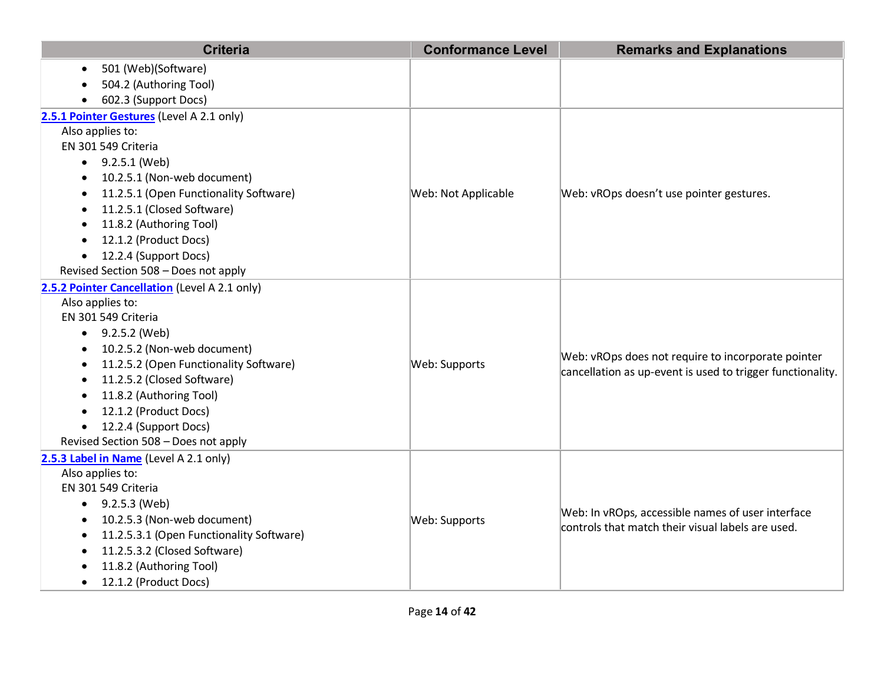| Criteria | Conformance Level | Remarks and Explanations |
|---|---|---|
| • 501 (Web)(Software)<br>• 504.2 (Authoring Tool)<br>• 602.3 (Support Docs) | | |
| **2.5.1 Pointer Gestures** (Level A 2.1 only)<br>Also applies to:<br>EN 301 549 Criteria<br>• 9.2.5.1 (Web)<br>• 10.2.5.1 (Non-web document)<br>• 11.2.5.1 (Open Functionality Software)<br>• 11.2.5.1 (Closed Software)<br>• 11.8.2 (Authoring Tool)<br>• 12.1.2 (Product Docs)<br>• 12.2.4 (Support Docs)<br>Revised Section 508 – Does not apply | Web: Not Applicable | Web: vROps doesn't use pointer gestures. |
| **2.5.2 Pointer Cancellation** (Level A 2.1 only)<br>Also applies to:<br>EN 301 549 Criteria<br>• 9.2.5.2 (Web)<br>• 10.2.5.2 (Non-web document)<br>• 11.2.5.2 (Open Functionality Software)<br>• 11.2.5.2 (Closed Software)<br>• 11.8.2 (Authoring Tool)<br>• 12.1.2 (Product Docs)<br>• 12.2.4 (Support Docs)<br>Revised Section 508 – Does not apply | Web: Supports | Web: vROps does not require to incorporate pointer cancellation as up-event is used to trigger functionality. |
| **2.5.3 Label in Name** (Level A 2.1 only)<br>Also applies to:<br>EN 301 549 Criteria<br>• 9.2.5.3 (Web)<br>• 10.2.5.3 (Non-web document)<br>• 11.2.5.3.1 (Open Functionality Software)<br>• 11.2.5.3.2 (Closed Software)<br>• 11.8.2 (Authoring Tool)<br>• 12.1.2 (Product Docs) | Web: Supports | Web: In vROps, accessible names of user interface controls that match their visual labels are used. |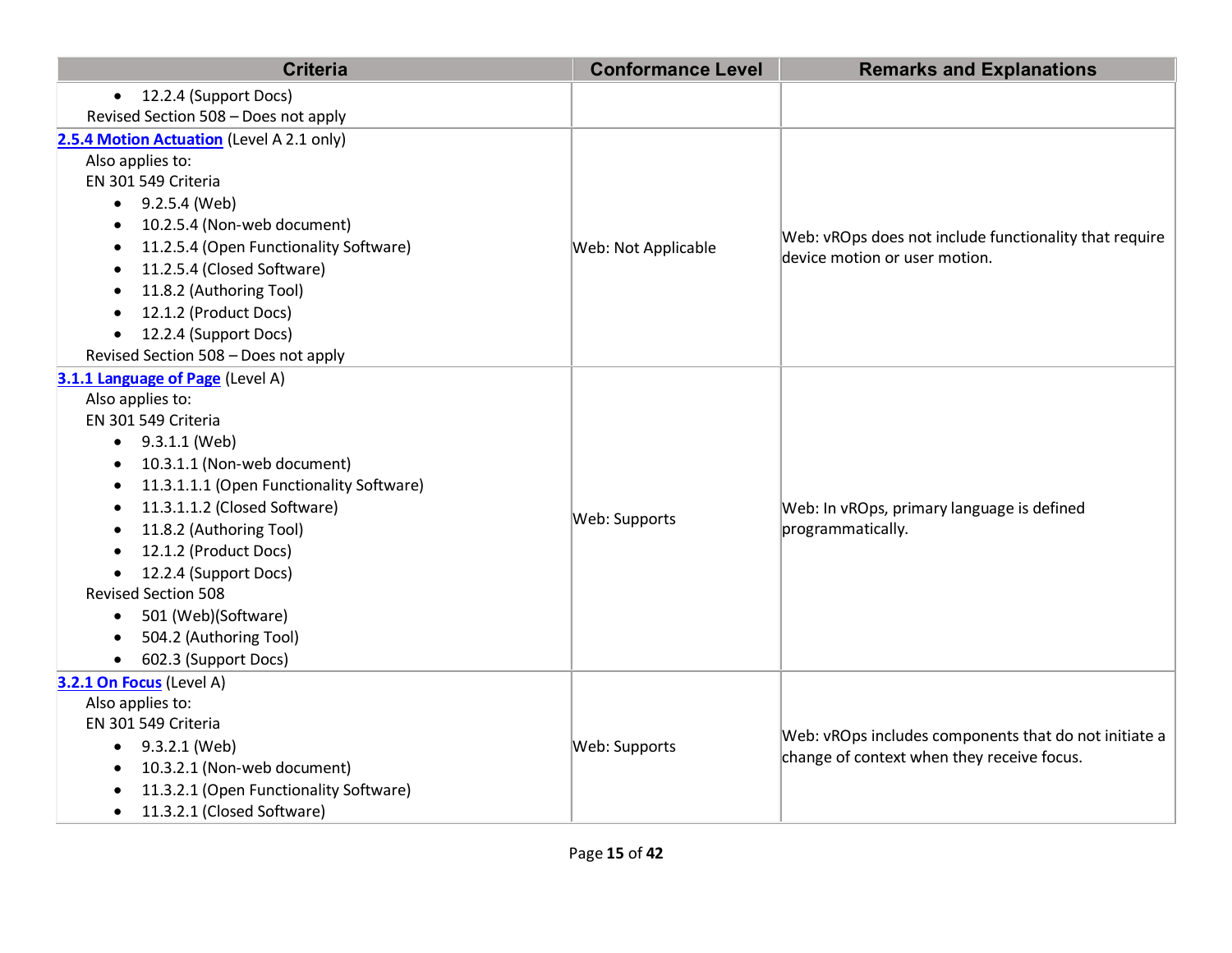| Criteria | Conformance Level | Remarks and Explanations |
|---|---|---|
| • 12.2.4 (Support Docs)<br>Revised Section 508 – Does not apply | | |
| **2.5.4 Motion Actuation** (Level A 2.1 only)<br>Also applies to:<br>EN 301 549 Criteria<br>• 9.2.5.4 (Web)<br>• 10.2.5.4 (Non-web document)<br>• 11.2.5.4 (Open Functionality Software)<br>• 11.2.5.4 (Closed Software)<br>• 11.8.2 (Authoring Tool)<br>• 12.1.2 (Product Docs)<br>• 12.2.4 (Support Docs)<br>Revised Section 508 – Does not apply | Web: Not Applicable | Web: vROps does not include functionality that require device motion or user motion. |
| **3.1.1 Language of Page** (Level A)<br>Also applies to:<br>EN 301 549 Criteria<br>• 9.3.1.1 (Web)<br>• 10.3.1.1 (Non-web document)<br>• 11.3.1.1.1 (Open Functionality Software)<br>• 11.3.1.1.2 (Closed Software)<br>• 11.8.2 (Authoring Tool)<br>• 12.1.2 (Product Docs)<br>• 12.2.4 (Support Docs)<br>Revised Section 508<br>• 501 (Web)(Software)<br>• 504.2 (Authoring Tool)<br>• 602.3 (Support Docs) | Web: Supports | Web: In vROps, primary language is defined programmatically. |
| **3.2.1 On Focus** (Level A)<br>Also applies to:<br>EN 301 549 Criteria<br>• 9.3.2.1 (Web)<br>• 10.3.2.1 (Non-web document)<br>• 11.3.2.1 (Open Functionality Software)<br>• 11.3.2.1 (Closed Software) | Web: Supports | Web: vROps includes components that do not initiate a change of context when they receive focus. |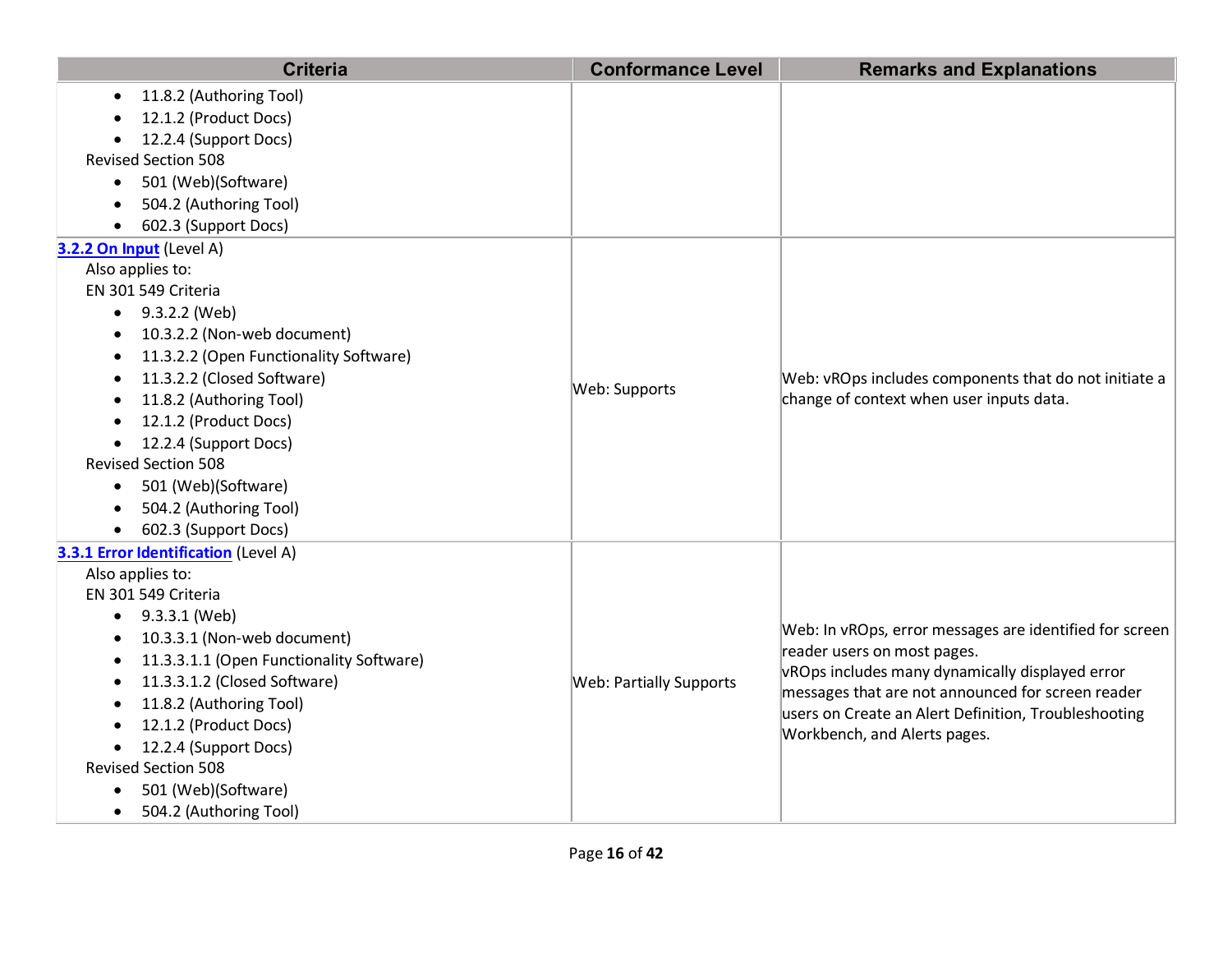| Criteria | Conformance Level | Remarks and Explanations |
|---|---|---|
| • 11.8.2 (Authoring Tool)<br>• 12.1.2 (Product Docs)<br>• 12.2.4 (Support Docs)<br>Revised Section 508<br>• 501 (Web)(Software)<br>• 504.2 (Authoring Tool)<br>• 602.3 (Support Docs) | | |
| **3.2.2 On Input** (Level A)<br>Also applies to:<br>EN 301 549 Criteria<br>• 9.3.2.2 (Web)<br>• 10.3.2.2 (Non-web document)<br>• 11.3.2.2 (Open Functionality Software)<br>• 11.3.2.2 (Closed Software)<br>• 11.8.2 (Authoring Tool)<br>• 12.1.2 (Product Docs)<br>• 12.2.4 (Support Docs)<br>Revised Section 508<br>• 501 (Web)(Software)<br>• 504.2 (Authoring Tool)<br>• 602.3 (Support Docs) | Web: Supports | Web: vROps includes components that do not initiate a change of context when user inputs data. |
| **3.3.1 Error Identification** (Level A)<br>Also applies to:<br>EN 301 549 Criteria<br>• 9.3.3.1 (Web)<br>• 10.3.3.1 (Non-web document)<br>• 11.3.3.1.1 (Open Functionality Software)<br>• 11.3.3.1.2 (Closed Software)<br>• 11.8.2 (Authoring Tool)<br>• 12.1.2 (Product Docs)<br>• 12.2.4 (Support Docs)<br>Revised Section 508<br>• 501 (Web)(Software)<br>• 504.2 (Authoring Tool) | Web: Partially Supports | Web: In vROps, error messages are identified for screen reader users on most pages.<br>vROps includes many dynamically displayed error messages that are not announced for screen reader users on Create an Alert Definition, Troubleshooting Workbench, and Alerts pages. |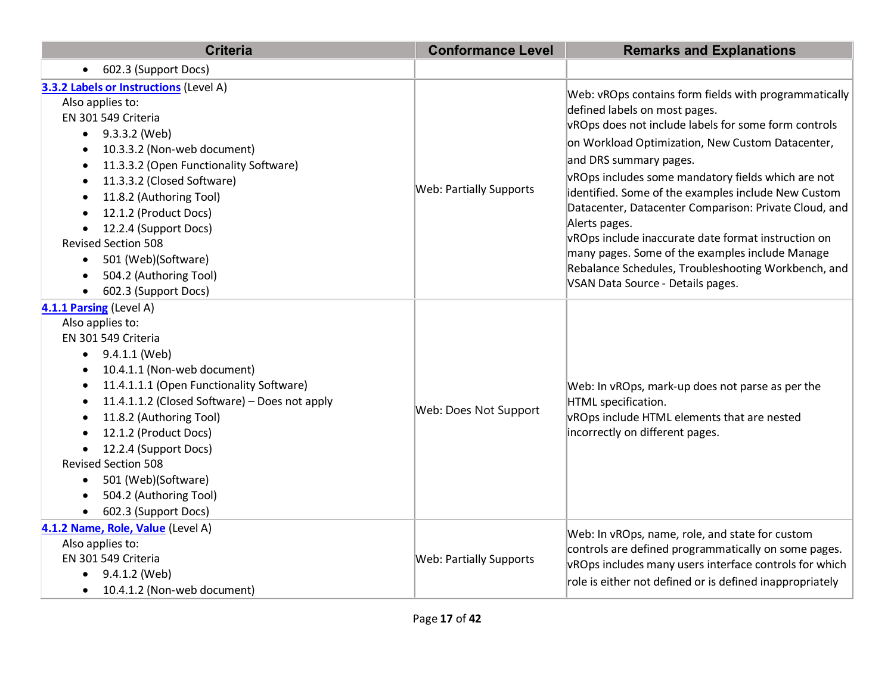| Criteria | Conformance Level | Remarks and Explanations |
|---|---|---|
| • 602.3 (Support Docs) | | |
| **3.3.2 Labels or Instructions** (Level A)<br>Also applies to:<br>EN 301 549 Criteria<br>• 9.3.3.2 (Web)<br>• 10.3.3.2 (Non-web document)<br>• 11.3.3.2 (Open Functionality Software)<br>• 11.3.3.2 (Closed Software)<br>• 11.8.2 (Authoring Tool)<br>• 12.1.2 (Product Docs)<br>• 12.2.4 (Support Docs)<br>Revised Section 508<br>• 501 (Web)(Software)<br>• 504.2 (Authoring Tool)<br>• 602.3 (Support Docs) | Web: Partially Supports | Web: vROps contains form fields with programmatically defined labels on most pages.<br>vROps does not include labels for some form controls on Workload Optimization, New Custom Datacenter, and DRS summary pages.<br>vROps includes some mandatory fields which are not identified. Some of the examples include New Custom Datacenter, Datacenter Comparison: Private Cloud, and Alerts pages.<br>vROps include inaccurate date format instruction on many pages. Some of the examples include Manage Rebalance Schedules, Troubleshooting Workbench, and VSAN Data Source - Details pages. |
| **4.1.1 Parsing** (Level A)<br>Also applies to:<br>EN 301 549 Criteria<br>• 9.4.1.1 (Web)<br>• 10.4.1.1 (Non-web document)<br>• 11.4.1.1.1 (Open Functionality Software)<br>• 11.4.1.1.2 (Closed Software) – Does not apply<br>• 11.8.2 (Authoring Tool)<br>• 12.1.2 (Product Docs)<br>• 12.2.4 (Support Docs)<br>Revised Section 508<br>• 501 (Web)(Software)<br>• 504.2 (Authoring Tool)<br>• 602.3 (Support Docs) | Web: Does Not Support | Web: In vROps, mark-up does not parse as per the HTML specification.<br>vROps include HTML elements that are nested incorrectly on different pages. |
| **4.1.2 Name, Role, Value** (Level A)<br>Also applies to:<br>EN 301 549 Criteria<br>• 9.4.1.2 (Web)<br>• 10.4.1.2 (Non-web document) | Web: Partially Supports | Web: In vROps, name, role, and state for custom controls are defined programmatically on some pages.<br>vROps includes many users interface controls for which role is either not defined or is defined inappropriately |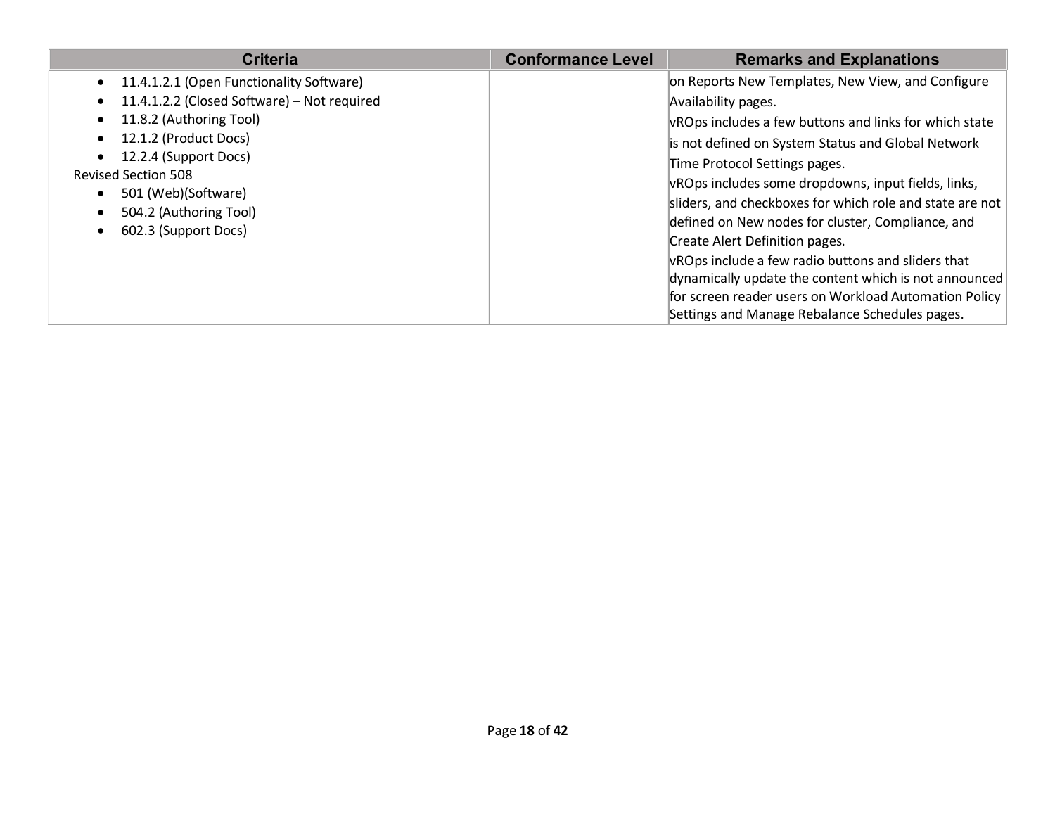| Criteria | Conformance Level | Remarks and Explanations |
| --- | --- | --- |
| • 11.4.1.2.1 (Open Functionality Software)<br>• 11.4.1.2.2 (Closed Software) – Not required<br>• 11.8.2 (Authoring Tool)<br>• 12.1.2 (Product Docs)<br>• 12.2.4 (Support Docs)<br>Revised Section 508<br>• 501 (Web)(Software)<br>• 504.2 (Authoring Tool)<br>• 602.3 (Support Docs) | | on Reports New Templates, New View, and Configure Availability pages.<br>vROps includes a few buttons and links for which state is not defined on System Status and Global Network Time Protocol Settings pages.<br>vROps includes some dropdowns, input fields, links, sliders, and checkboxes for which role and state are not defined on New nodes for cluster, Compliance, and Create Alert Definition pages.<br>vROps include a few radio buttons and sliders that dynamically update the content which is not announced for screen reader users on Workload Automation Policy Settings and Manage Rebalance Schedules pages. |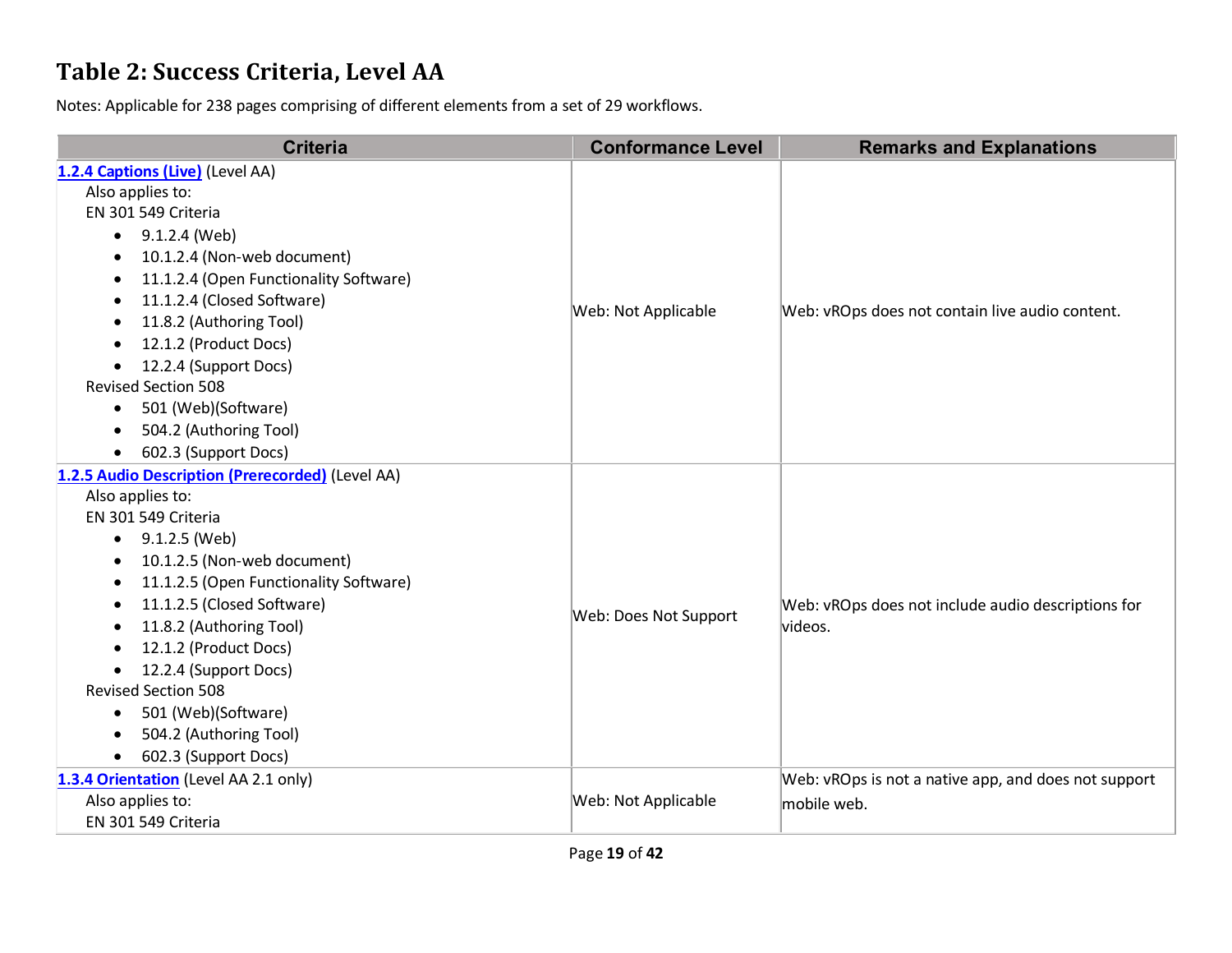## Table 2: Success Criteria, Level AA

Notes: Applicable for 238 pages comprising of different elements from a set of 29 workflows.

| Criteria | Conformance Level | Remarks and Explanations |
|---|---|---|
| **1.2.4 Captions (Live)** (Level AA)<br>Also applies to:<br>EN 301 549 Criteria<br>• 9.1.2.4 (Web)<br>• 10.1.2.4 (Non-web document)<br>• 11.1.2.4 (Open Functionality Software)<br>• 11.1.2.4 (Closed Software)<br>• 11.8.2 (Authoring Tool)<br>• 12.1.2 (Product Docs)<br>• 12.2.4 (Support Docs)<br>Revised Section 508<br>• 501 (Web)(Software)<br>• 504.2 (Authoring Tool)<br>• 602.3 (Support Docs) | Web: Not Applicable | Web: vROps does not contain live audio content. |
| **1.2.5 Audio Description (Prerecorded)** (Level AA)<br>Also applies to:<br>EN 301 549 Criteria<br>• 9.1.2.5 (Web)<br>• 10.1.2.5 (Non-web document)<br>• 11.1.2.5 (Open Functionality Software)<br>• 11.1.2.5 (Closed Software)<br>• 11.8.2 (Authoring Tool)<br>• 12.1.2 (Product Docs)<br>• 12.2.4 (Support Docs)<br>Revised Section 508<br>• 501 (Web)(Software)<br>• 504.2 (Authoring Tool)<br>• 602.3 (Support Docs) | Web: Does Not Support | Web: vROps does not include audio descriptions for videos. |
| **1.3.4 Orientation** (Level AA 2.1 only)<br>Also applies to:<br>EN 301 549 Criteria | Web: Not Applicable | Web: vROps is not a native app, and does not support mobile web. |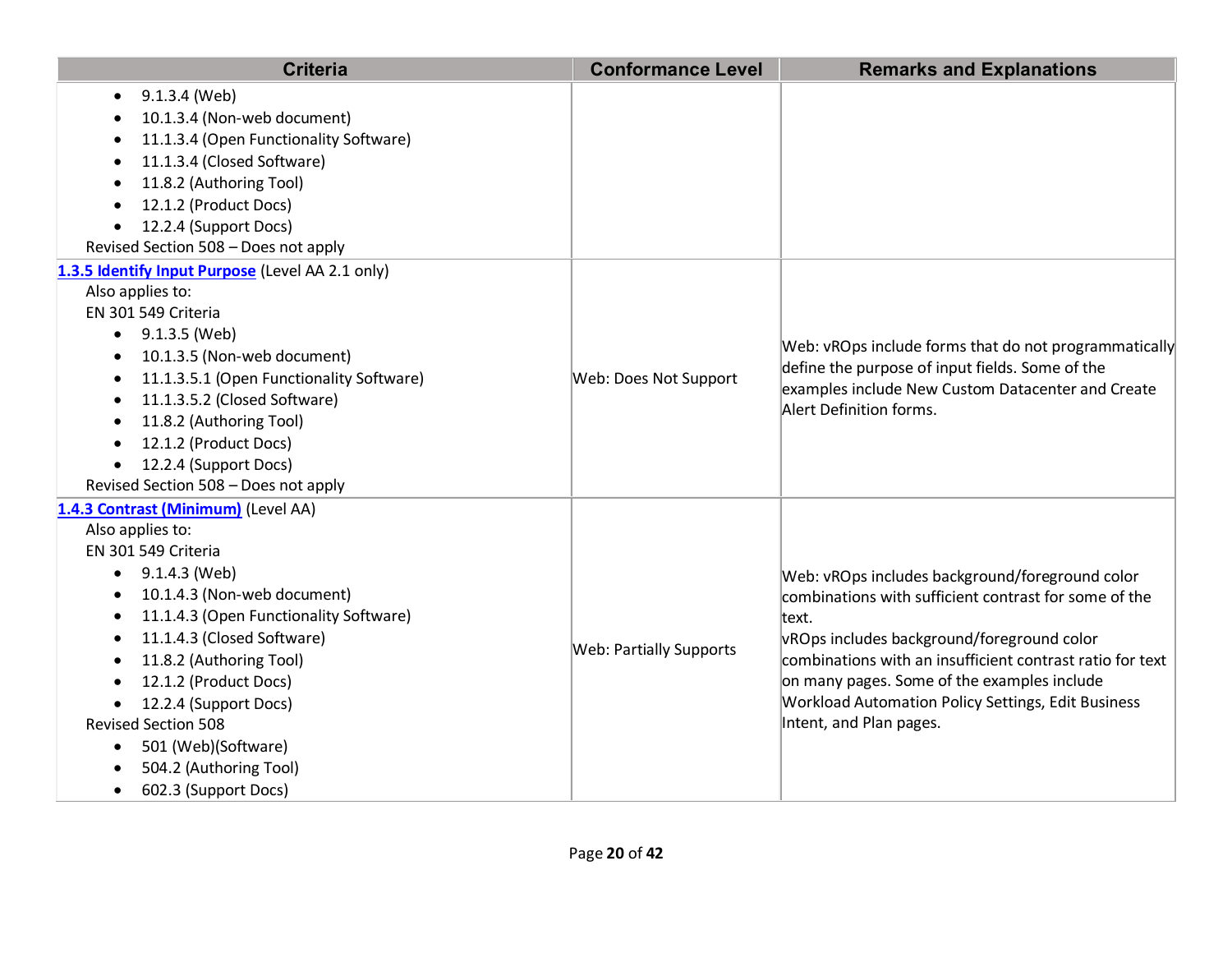| Criteria | Conformance Level | Remarks and Explanations |
| --- | --- | --- |
| • 9.1.3.4 (Web)<br>• 10.1.3.4 (Non-web document)<br>• 11.1.3.4 (Open Functionality Software)<br>• 11.1.3.4 (Closed Software)<br>• 11.8.2 (Authoring Tool)<br>• 12.1.2 (Product Docs)<br>• 12.2.4 (Support Docs)<br>Revised Section 508 – Does not apply | | |
| **1.3.5 Identify Input Purpose** (Level AA 2.1 only)<br>Also applies to:<br>EN 301 549 Criteria<br>• 9.1.3.5 (Web)<br>• 10.1.3.5 (Non-web document)<br>• 11.1.3.5.1 (Open Functionality Software)<br>• 11.1.3.5.2 (Closed Software)<br>• 11.8.2 (Authoring Tool)<br>• 12.1.2 (Product Docs)<br>• 12.2.4 (Support Docs)<br>Revised Section 508 – Does not apply | Web: Does Not Support | Web: vROps include forms that do not programmatically define the purpose of input fields. Some of the examples include New Custom Datacenter and Create Alert Definition forms. |
| **1.4.3 Contrast (Minimum)** (Level AA)<br>Also applies to:<br>EN 301 549 Criteria<br>• 9.1.4.3 (Web)<br>• 10.1.4.3 (Non-web document)<br>• 11.1.4.3 (Open Functionality Software)<br>• 11.1.4.3 (Closed Software)<br>• 11.8.2 (Authoring Tool)<br>• 12.1.2 (Product Docs)<br>• 12.2.4 (Support Docs)<br>Revised Section 508<br>• 501 (Web)(Software)<br>• 504.2 (Authoring Tool)<br>• 602.3 (Support Docs) | Web: Partially Supports | Web: vROps includes background/foreground color combinations with sufficient contrast for some of the text.<br>vROps includes background/foreground color combinations with an insufficient contrast ratio for text on many pages. Some of the examples include Workload Automation Policy Settings, Edit Business Intent, and Plan pages. |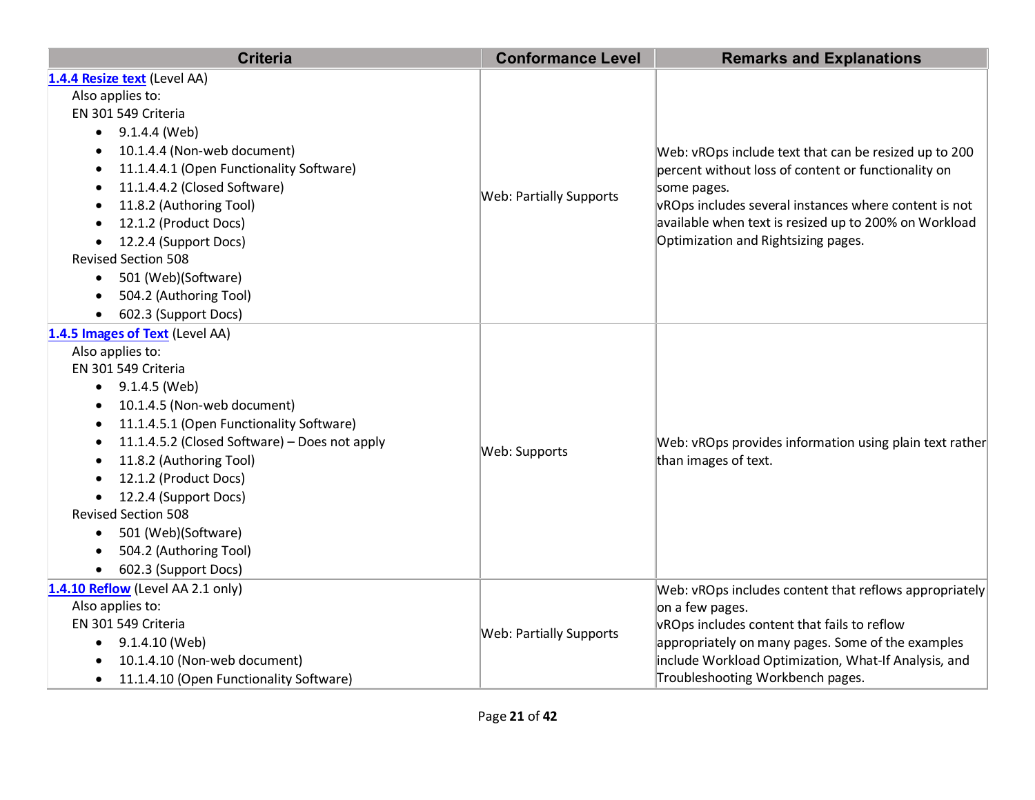| Criteria | Conformance Level | Remarks and Explanations |
| --- | --- | --- |
| **1.4.4 Resize text** (Level AA)<br>Also applies to:<br>EN 301 549 Criteria<br>• 9.1.4.4 (Web)<br>• 10.1.4.4 (Non-web document)<br>• 11.1.4.4.1 (Open Functionality Software)<br>• 11.1.4.4.2 (Closed Software)<br>• 11.8.2 (Authoring Tool)<br>• 12.1.2 (Product Docs)<br>• 12.2.4 (Support Docs)<br>Revised Section 508<br>• 501 (Web)(Software)<br>• 504.2 (Authoring Tool)<br>• 602.3 (Support Docs) | Web: Partially Supports | Web: vROps include text that can be resized up to 200 percent without loss of content or functionality on some pages.<br>vROps includes several instances where content is not available when text is resized up to 200% on Workload Optimization and Rightsizing pages. |
| **1.4.5 Images of Text** (Level AA)<br>Also applies to:<br>EN 301 549 Criteria<br>• 9.1.4.5 (Web)<br>• 10.1.4.5 (Non-web document)<br>• 11.1.4.5.1 (Open Functionality Software)<br>• 11.1.4.5.2 (Closed Software) – Does not apply<br>• 11.8.2 (Authoring Tool)<br>• 12.1.2 (Product Docs)<br>• 12.2.4 (Support Docs)<br>Revised Section 508<br>• 501 (Web)(Software)<br>• 504.2 (Authoring Tool)<br>• 602.3 (Support Docs) | Web: Supports | Web: vROps provides information using plain text rather than images of text. |
| **1.4.10 Reflow** (Level AA 2.1 only)<br>Also applies to:<br>EN 301 549 Criteria<br>• 9.1.4.10 (Web)<br>• 10.1.4.10 (Non-web document)<br>• 11.1.4.10 (Open Functionality Software) | Web: Partially Supports | Web: vROps includes content that reflows appropriately on a few pages.<br>vROps includes content that fails to reflow appropriately on many pages. Some of the examples include Workload Optimization, What-If Analysis, and Troubleshooting Workbench pages. |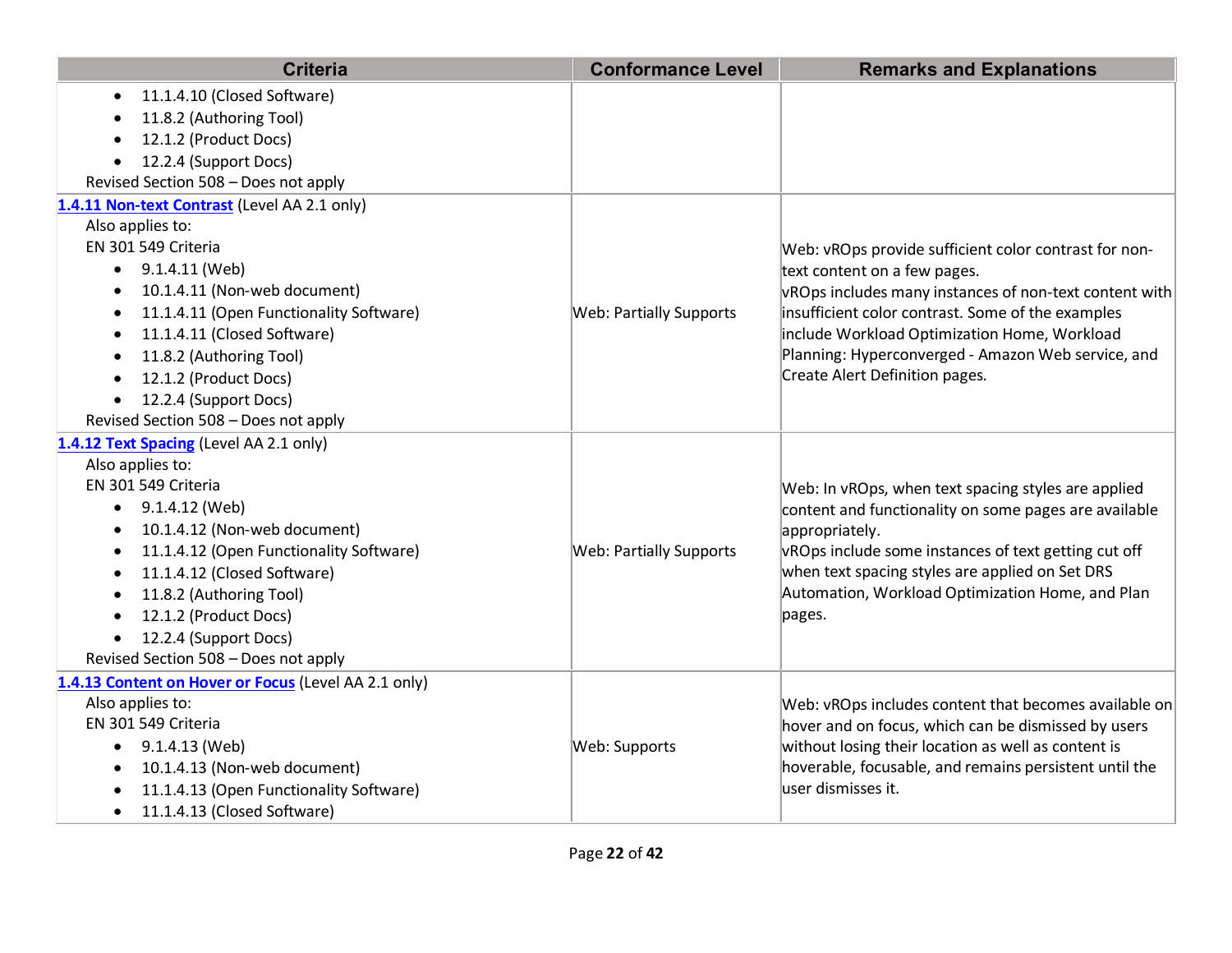| Criteria | Conformance Level | Remarks and Explanations |
|---|---|---|
| • 11.1.4.10 (Closed Software)<br>• 11.8.2 (Authoring Tool)<br>• 12.1.2 (Product Docs)<br>• 12.2.4 (Support Docs)<br>Revised Section 508 – Does not apply | | |
| **1.4.11 Non-text Contrast** (Level AA 2.1 only)<br>Also applies to:<br>EN 301 549 Criteria<br>• 9.1.4.11 (Web)<br>• 10.1.4.11 (Non-web document)<br>• 11.1.4.11 (Open Functionality Software)<br>• 11.1.4.11 (Closed Software)<br>• 11.8.2 (Authoring Tool)<br>• 12.1.2 (Product Docs)<br>• 12.2.4 (Support Docs)<br>Revised Section 508 – Does not apply | Web: Partially Supports | Web: vROps provide sufficient color contrast for non-text content on a few pages.<br>vROps includes many instances of non-text content with insufficient color contrast. Some of the examples include Workload Optimization Home, Workload Planning: Hyperconverged - Amazon Web service, and Create Alert Definition pages. |
| **1.4.12 Text Spacing** (Level AA 2.1 only)<br>Also applies to:<br>EN 301 549 Criteria<br>• 9.1.4.12 (Web)<br>• 10.1.4.12 (Non-web document)<br>• 11.1.4.12 (Open Functionality Software)<br>• 11.1.4.12 (Closed Software)<br>• 11.8.2 (Authoring Tool)<br>• 12.1.2 (Product Docs)<br>• 12.2.4 (Support Docs)<br>Revised Section 508 – Does not apply | Web: Partially Supports | Web: In vROps, when text spacing styles are applied content and functionality on some pages are available appropriately.<br>vROps include some instances of text getting cut off when text spacing styles are applied on Set DRS Automation, Workload Optimization Home, and Plan pages. |
| **1.4.13 Content on Hover or Focus** (Level AA 2.1 only)<br>Also applies to:<br>EN 301 549 Criteria<br>• 9.1.4.13 (Web)<br>• 10.1.4.13 (Non-web document)<br>• 11.1.4.13 (Open Functionality Software)<br>• 11.1.4.13 (Closed Software) | Web: Supports | Web: vROps includes content that becomes available on hover and on focus, which can be dismissed by users without losing their location as well as content is hoverable, focusable, and remains persistent until the user dismisses it. |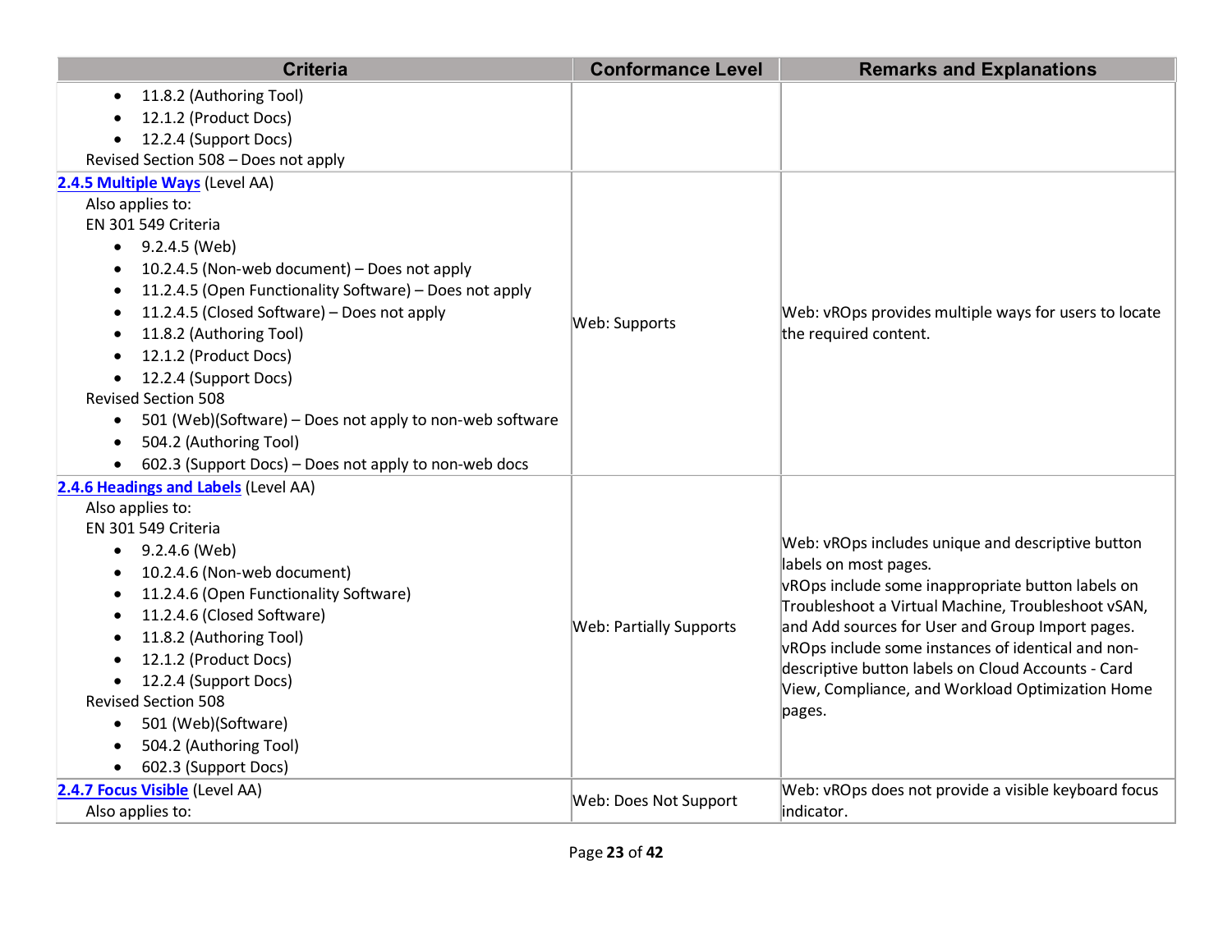| Criteria | Conformance Level | Remarks and Explanations |
|---|---|---|
| <ul><li>11.8.2 (Authoring Tool)</li><li>12.1.2 (Product Docs)</li><li>12.2.4 (Support Docs)</li></ul>Revised Section 508 – Does not apply | | |
| [2.4.5 Multiple Ways](#) (Level AA)<br>Also applies to:<br>EN 301 549 Criteria<ul><li>9.2.4.5 (Web)</li><li>10.2.4.5 (Non-web document) – Does not apply</li><li>11.2.4.5 (Open Functionality Software) – Does not apply</li><li>11.2.4.5 (Closed Software) – Does not apply</li><li>11.8.2 (Authoring Tool)</li><li>12.1.2 (Product Docs)</li><li>12.2.4 (Support Docs)</li></ul>Revised Section 508<ul><li>501 (Web)(Software) – Does not apply to non-web software</li><li>504.2 (Authoring Tool)</li><li>602.3 (Support Docs) – Does not apply to non-web docs</li></ul> | Web: Supports | Web: vROps provides multiple ways for users to locate the required content. |
| [2.4.6 Headings and Labels](#) (Level AA)<br>Also applies to:<br>EN 301 549 Criteria<ul><li>9.2.4.6 (Web)</li><li>10.2.4.6 (Non-web document)</li><li>11.2.4.6 (Open Functionality Software)</li><li>11.2.4.6 (Closed Software)</li><li>11.8.2 (Authoring Tool)</li><li>12.1.2 (Product Docs)</li><li>12.2.4 (Support Docs)</li></ul>Revised Section 508<ul><li>501 (Web)(Software)</li><li>504.2 (Authoring Tool)</li><li>602.3 (Support Docs)</li></ul> | Web: Partially Supports | Web: vROps includes unique and descriptive button labels on most pages.<br>vROps include some inappropriate button labels on Troubleshoot a Virtual Machine, Troubleshoot vSAN, and Add sources for User and Group Import pages.<br>vROps include some instances of identical and non-descriptive button labels on Cloud Accounts - Card View, Compliance, and Workload Optimization Home pages. |
| [2.4.7 Focus Visible](#) (Level AA)<br>Also applies to: | Web: Does Not Support | Web: vROps does not provide a visible keyboard focus indicator. |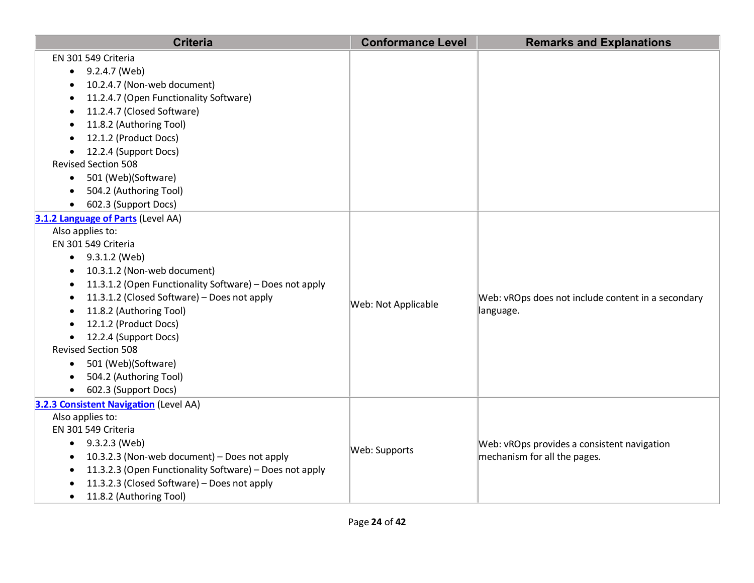| Criteria | Conformance Level | Remarks and Explanations |
|---|---|---|
| EN 301 549 Criteria<br>• 9.2.4.7 (Web)<br>• 10.2.4.7 (Non-web document)<br>• 11.2.4.7 (Open Functionality Software)<br>• 11.2.4.7 (Closed Software)<br>• 11.8.2 (Authoring Tool)<br>• 12.1.2 (Product Docs)<br>• 12.2.4 (Support Docs)<br>Revised Section 508<br>• 501 (Web)(Software)<br>• 504.2 (Authoring Tool)<br>• 602.3 (Support Docs) | | |
| **[3.1.2 Language of Parts]()** (Level AA)<br>Also applies to:<br>EN 301 549 Criteria<br>• 9.3.1.2 (Web)<br>• 10.3.1.2 (Non-web document)<br>• 11.3.1.2 (Open Functionality Software) – Does not apply<br>• 11.3.1.2 (Closed Software) – Does not apply<br>• 11.8.2 (Authoring Tool)<br>• 12.1.2 (Product Docs)<br>• 12.2.4 (Support Docs)<br>Revised Section 508<br>• 501 (Web)(Software)<br>• 504.2 (Authoring Tool)<br>• 602.3 (Support Docs) | Web: Not Applicable | Web: vROps does not include content in a secondary language. |
| **[3.2.3 Consistent Navigation]()** (Level AA)<br>Also applies to:<br>EN 301 549 Criteria<br>• 9.3.2.3 (Web)<br>• 10.3.2.3 (Non-web document) – Does not apply<br>• 11.3.2.3 (Open Functionality Software) – Does not apply<br>• 11.3.2.3 (Closed Software) – Does not apply<br>• 11.8.2 (Authoring Tool) | Web: Supports | Web: vROps provides a consistent navigation mechanism for all the pages. |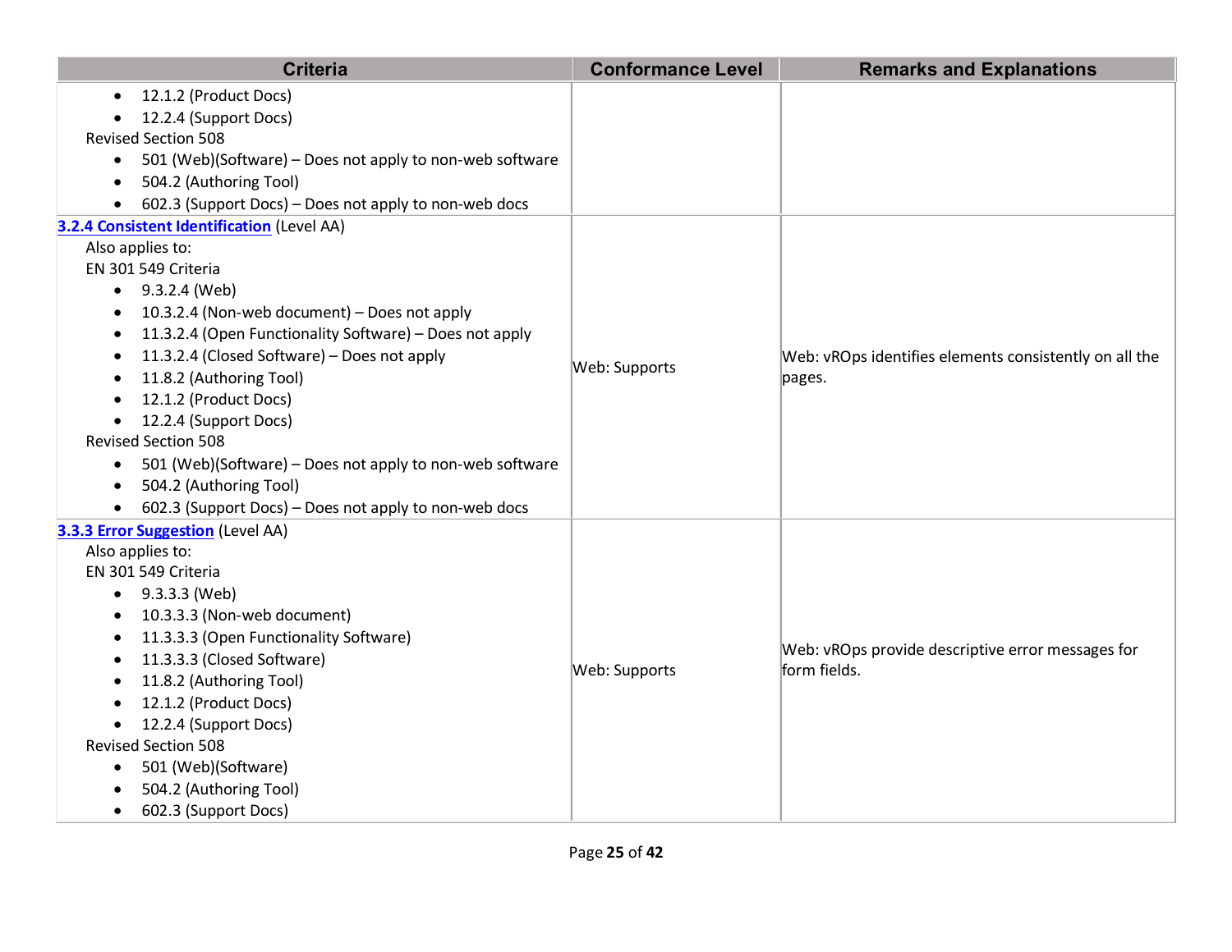| Criteria | Conformance Level | Remarks and Explanations |
|---|---|---|
| • 12.1.2 (Product Docs)<br>• 12.2.4 (Support Docs)<br>Revised Section 508<br>• 501 (Web)(Software) – Does not apply to non-web software<br>• 504.2 (Authoring Tool)<br>• 602.3 (Support Docs) – Does not apply to non-web docs | | |
| [3.2.4 Consistent Identification](https://www.w3.org/TR/WCAG20/#consistent-behavior-consistent-functionality) (Level AA)<br>Also applies to:<br>EN 301 549 Criteria<br>• 9.3.2.4 (Web)<br>• 10.3.2.4 (Non-web document) – Does not apply<br>• 11.3.2.4 (Open Functionality Software) – Does not apply<br>• 11.3.2.4 (Closed Software) – Does not apply<br>• 11.8.2 (Authoring Tool)<br>• 12.1.2 (Product Docs)<br>• 12.2.4 (Support Docs)<br>Revised Section 508<br>• 501 (Web)(Software) – Does not apply to non-web software<br>• 504.2 (Authoring Tool)<br>• 602.3 (Support Docs) – Does not apply to non-web docs | Web: Supports | Web: vROps identifies elements consistently on all the pages. |
| [3.3.3 Error Suggestion](https://www.w3.org/TR/WCAG20/#minimize-error-suggestions) (Level AA)<br>Also applies to:<br>EN 301 549 Criteria<br>• 9.3.3.3 (Web)<br>• 10.3.3.3 (Non-web document)<br>• 11.3.3.3 (Open Functionality Software)<br>• 11.3.3.3 (Closed Software)<br>• 11.8.2 (Authoring Tool)<br>• 12.1.2 (Product Docs)<br>• 12.2.4 (Support Docs)<br>Revised Section 508<br>• 501 (Web)(Software)<br>• 504.2 (Authoring Tool)<br>• 602.3 (Support Docs) | Web: Supports | Web: vROps provide descriptive error messages for form fields. |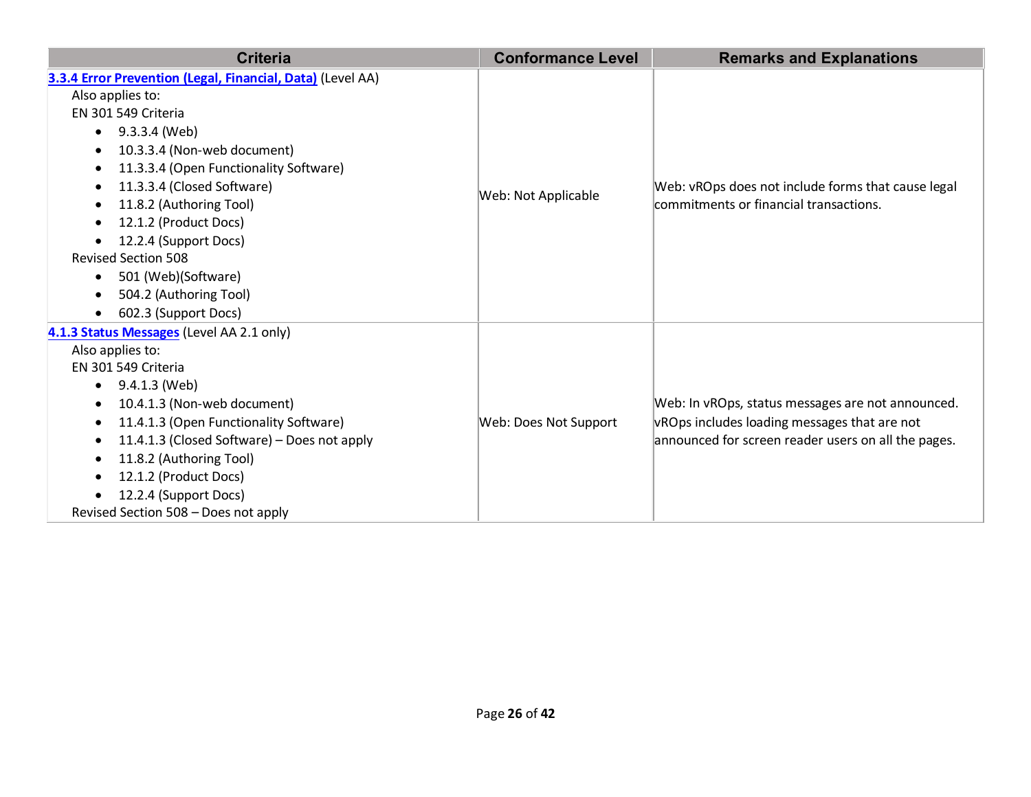| Criteria | Conformance Level | Remarks and Explanations |
|---|---|---|
| **3.3.4 Error Prevention (Legal, Financial, Data)** (Level AA)<br>Also applies to:<br>EN 301 549 Criteria<br>• 9.3.3.4 (Web)<br>• 10.3.3.4 (Non-web document)<br>• 11.3.3.4 (Open Functionality Software)<br>• 11.3.3.4 (Closed Software)<br>• 11.8.2 (Authoring Tool)<br>• 12.1.2 (Product Docs)<br>• 12.2.4 (Support Docs)<br>Revised Section 508<br>• 501 (Web)(Software)<br>• 504.2 (Authoring Tool)<br>• 602.3 (Support Docs) | Web: Not Applicable | Web: vROps does not include forms that cause legal commitments or financial transactions. |
| **4.1.3 Status Messages** (Level AA 2.1 only)<br>Also applies to:<br>EN 301 549 Criteria<br>• 9.4.1.3 (Web)<br>• 10.4.1.3 (Non-web document)<br>• 11.4.1.3 (Open Functionality Software)<br>• 11.4.1.3 (Closed Software) – Does not apply<br>• 11.8.2 (Authoring Tool)<br>• 12.1.2 (Product Docs)<br>• 12.2.4 (Support Docs)<br>Revised Section 508 – Does not apply | Web: Does Not Support | Web: In vROps, status messages are not announced. vROps includes loading messages that are not announced for screen reader users on all the pages. |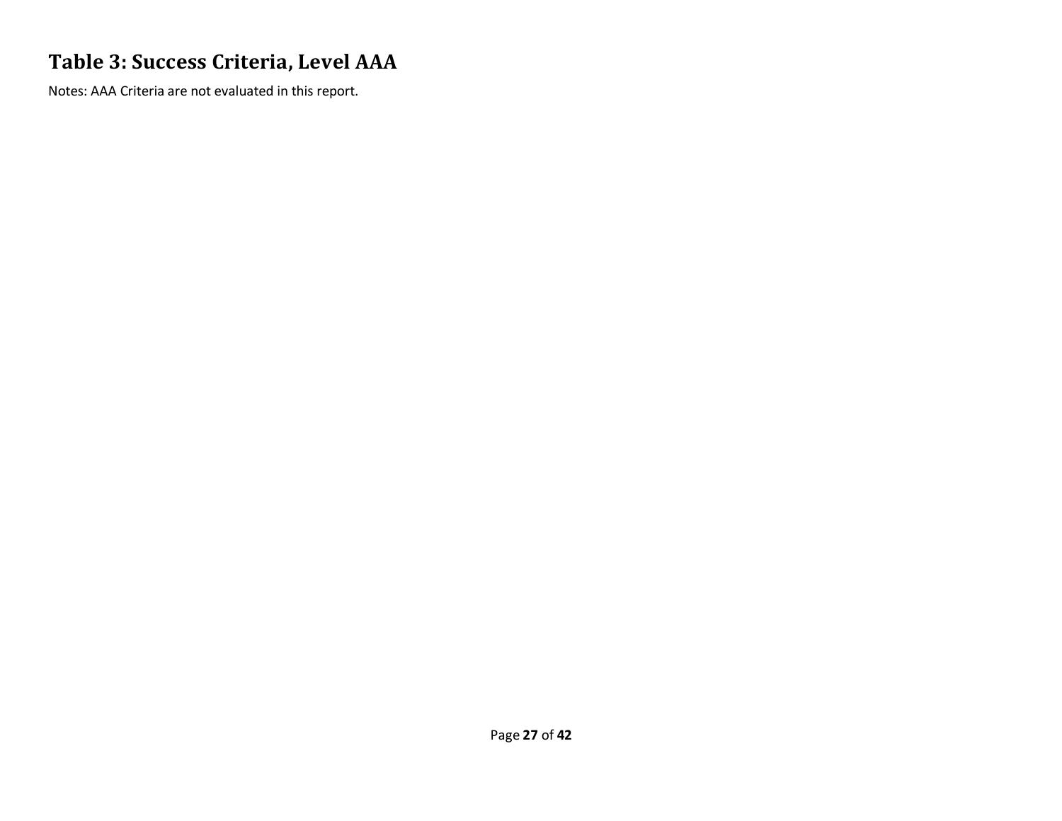## Table 3: Success Criteria, Level AAA

Notes: AAA Criteria are not evaluated in this report.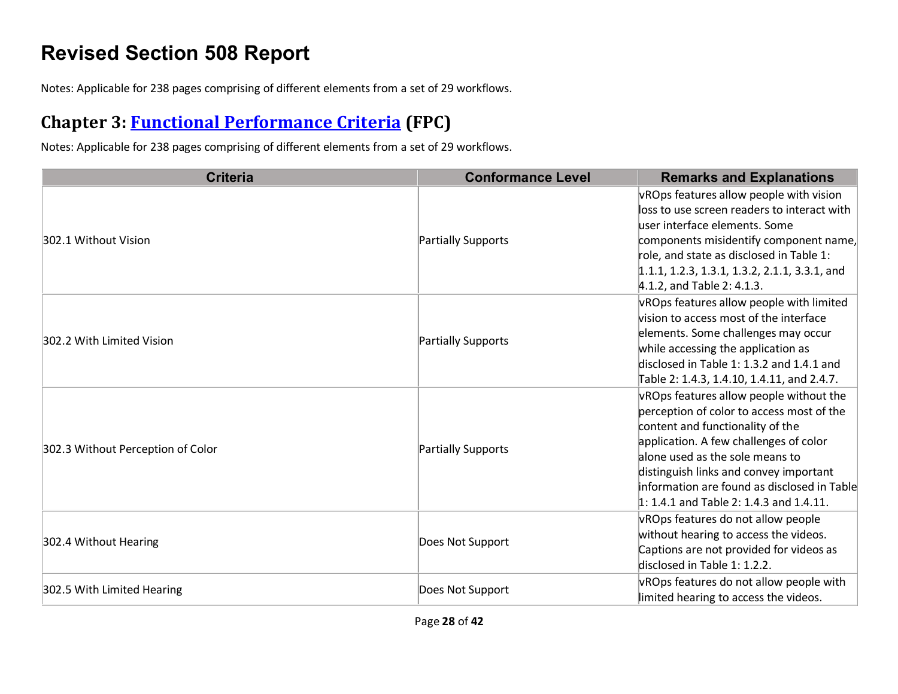# Revised Section 508 Report

Notes: Applicable for 238 pages comprising of different elements from a set of 29 workflows.

## Chapter 3: Functional Performance Criteria (FPC)

Notes: Applicable for 238 pages comprising of different elements from a set of 29 workflows.

| Criteria | Conformance Level | Remarks and Explanations |
| --- | --- | --- |
| 302.1 Without Vision | Partially Supports | vROps features allow people with vision loss to use screen readers to interact with user interface elements. Some components misidentify component name, role, and state as disclosed in Table 1: 1.1.1, 1.2.3, 1.3.1, 1.3.2, 2.1.1, 3.3.1, and 4.1.2, and Table 2: 4.1.3. |
| 302.2 With Limited Vision | Partially Supports | vROps features allow people with limited vision to access most of the interface elements. Some challenges may occur while accessing the application as disclosed in Table 1: 1.3.2 and 1.4.1 and Table 2: 1.4.3, 1.4.10, 1.4.11, and 2.4.7. |
| 302.3 Without Perception of Color | Partially Supports | vROps features allow people without the perception of color to access most of the content and functionality of the application. A few challenges of color alone used as the sole means to distinguish links and convey important information are found as disclosed in Table 1: 1.4.1 and Table 2: 1.4.3 and 1.4.11. |
| 302.4 Without Hearing | Does Not Support | vROps features do not allow people without hearing to access the videos. Captions are not provided for videos as disclosed in Table 1: 1.2.2. |
| 302.5 With Limited Hearing | Does Not Support | vROps features do not allow people with limited hearing to access the videos. |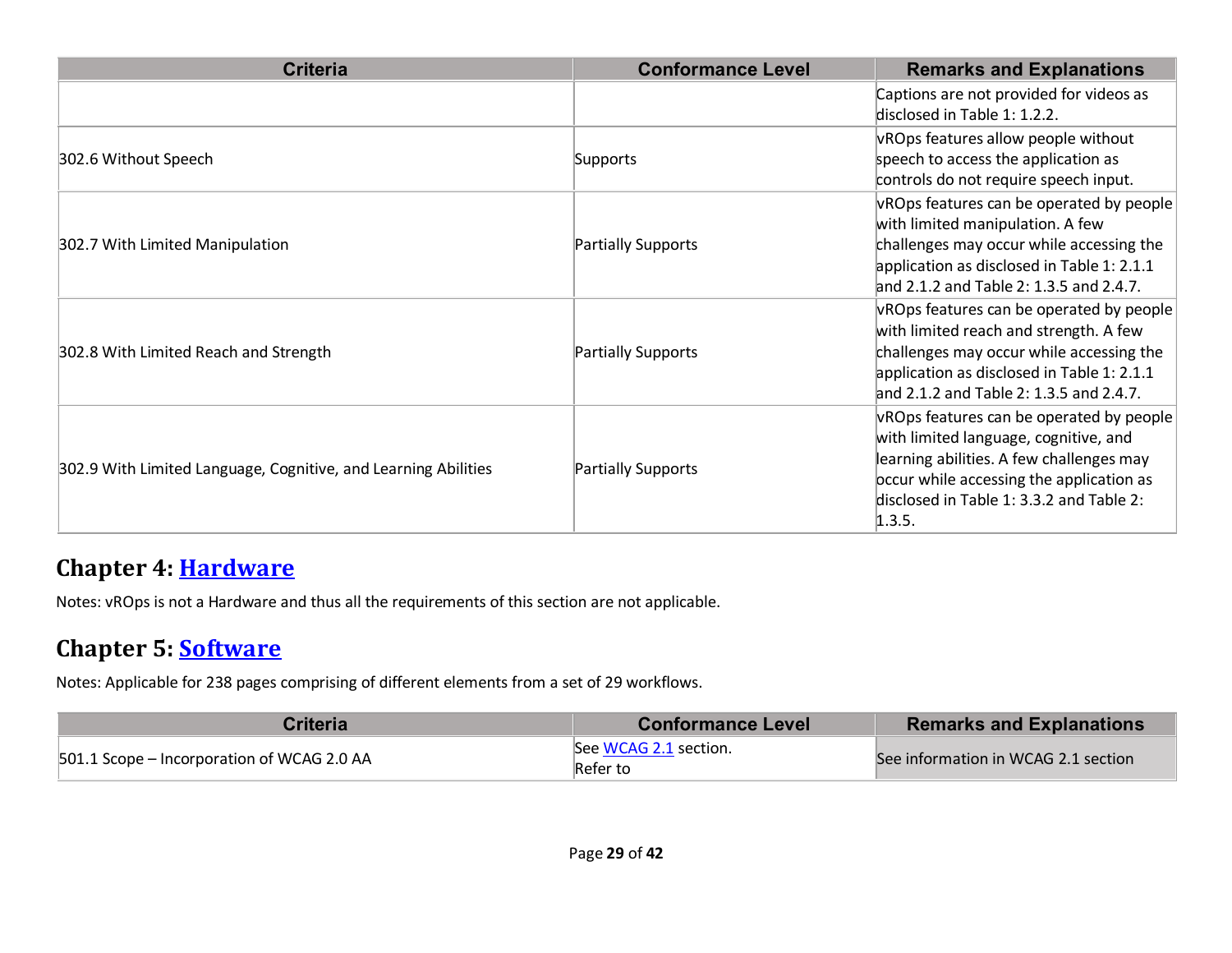| Criteria | Conformance Level | Remarks and Explanations |
|---|---|---|
| | | Captions are not provided for videos as disclosed in Table 1: 1.2.2. |
| 302.6 Without Speech | Supports | vROps features allow people without speech to access the application as controls do not require speech input. |
| 302.7 With Limited Manipulation | Partially Supports | vROps features can be operated by people with limited manipulation. A few challenges may occur while accessing the application as disclosed in Table 1: 2.1.1 and 2.1.2 and Table 2: 1.3.5 and 2.4.7. |
| 302.8 With Limited Reach and Strength | Partially Supports | vROps features can be operated by people with limited reach and strength. A few challenges may occur while accessing the application as disclosed in Table 1: 2.1.1 and 2.1.2 and Table 2: 1.3.5 and 2.4.7. |
| 302.9 With Limited Language, Cognitive, and Learning Abilities | Partially Supports | vROps features can be operated by people with limited language, cognitive, and learning abilities. A few challenges may occur while accessing the application as disclosed in Table 1: 3.3.2 and Table 2: 1.3.5. |

## Chapter 4: [Hardware]

Notes: vROps is not a Hardware and thus all the requirements of this section are not applicable.

## Chapter 5: [Software]

Notes: Applicable for 238 pages comprising of different elements from a set of 29 workflows.

| Criteria | Conformance Level | Remarks and Explanations |
|---|---|---|
| 501.1 Scope – Incorporation of WCAG 2.0 AA | See WCAG 2.1 section. Refer to | See information in WCAG 2.1 section |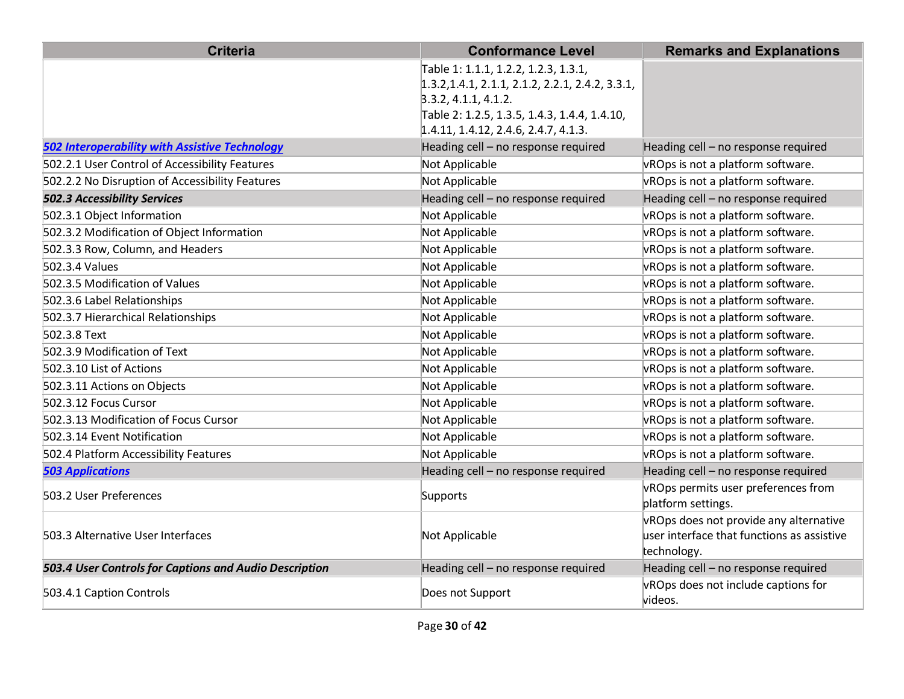| Criteria | Conformance Level | Remarks and Explanations |
| --- | --- | --- |
| | Table 1: 1.1.1, 1.2.2, 1.2.3, 1.3.1, 1.3.2,1.4.1, 2.1.1, 2.1.2, 2.2.1, 2.4.2, 3.3.1, 3.3.2, 4.1.1, 4.1.2.<br>Table 2: 1.2.5, 1.3.5, 1.4.3, 1.4.4, 1.4.10, 1.4.11, 1.4.12, 2.4.6, 2.4.7, 4.1.3. | |
| ***502 Interoperability with Assistive Technology*** | Heading cell – no response required | Heading cell – no response required |
| 502.2.1 User Control of Accessibility Features | Not Applicable | vROps is not a platform software. |
| 502.2.2 No Disruption of Accessibility Features | Not Applicable | vROps is not a platform software. |
| ***502.3 Accessibility Services*** | Heading cell – no response required | Heading cell – no response required |
| 502.3.1 Object Information | Not Applicable | vROps is not a platform software. |
| 502.3.2 Modification of Object Information | Not Applicable | vROps is not a platform software. |
| 502.3.3 Row, Column, and Headers | Not Applicable | vROps is not a platform software. |
| 502.3.4 Values | Not Applicable | vROps is not a platform software. |
| 502.3.5 Modification of Values | Not Applicable | vROps is not a platform software. |
| 502.3.6 Label Relationships | Not Applicable | vROps is not a platform software. |
| 502.3.7 Hierarchical Relationships | Not Applicable | vROps is not a platform software. |
| 502.3.8 Text | Not Applicable | vROps is not a platform software. |
| 502.3.9 Modification of Text | Not Applicable | vROps is not a platform software. |
| 502.3.10 List of Actions | Not Applicable | vROps is not a platform software. |
| 502.3.11 Actions on Objects | Not Applicable | vROps is not a platform software. |
| 502.3.12 Focus Cursor | Not Applicable | vROps is not a platform software. |
| 502.3.13 Modification of Focus Cursor | Not Applicable | vROps is not a platform software. |
| 502.3.14 Event Notification | Not Applicable | vROps is not a platform software. |
| 502.4 Platform Accessibility Features | Not Applicable | vROps is not a platform software. |
| ***503 Applications*** | Heading cell – no response required | Heading cell – no response required |
| 503.2 User Preferences | Supports | vROps permits user preferences from platform settings. |
| 503.3 Alternative User Interfaces | Not Applicable | vROps does not provide any alternative user interface that functions as assistive technology. |
| ***503.4 User Controls for Captions and Audio Description*** | Heading cell – no response required | Heading cell – no response required |
| 503.4.1 Caption Controls | Does not Support | vROps does not include captions for videos. |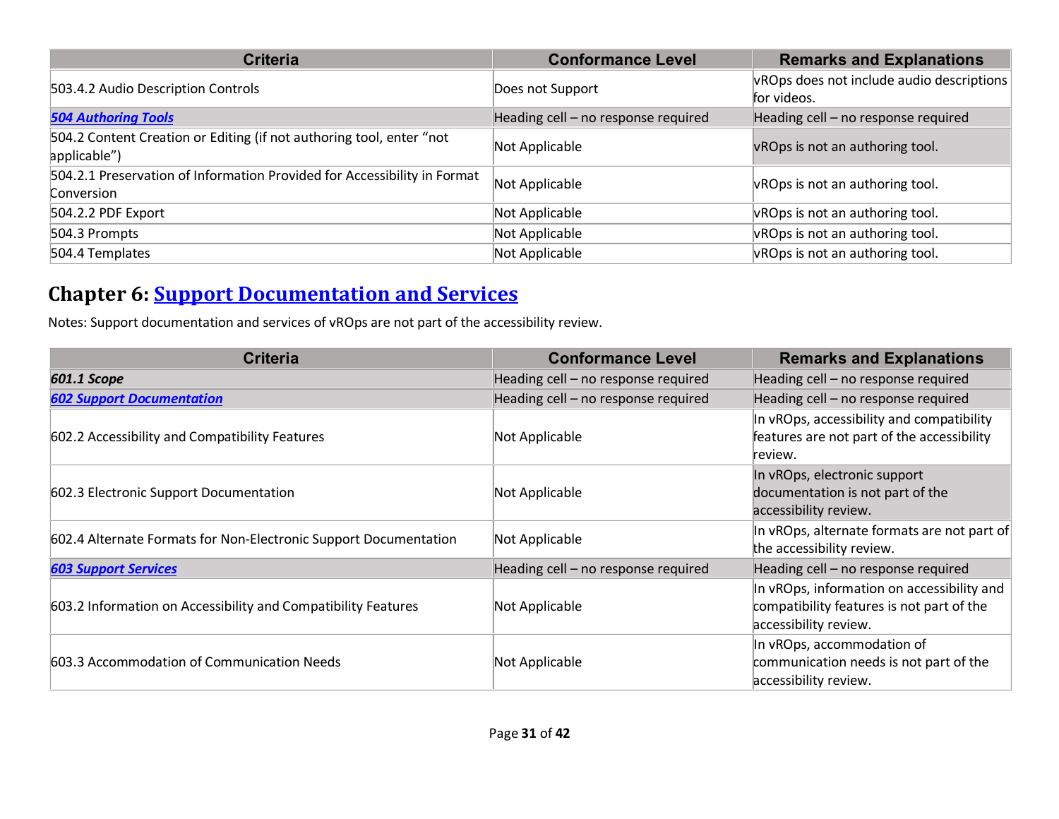| Criteria | Conformance Level | Remarks and Explanations |
|---|---|---|
| 503.4.2 Audio Description Controls | Does not Support | vROps does not include audio descriptions for videos. |
| ***504 Authoring Tools*** | Heading cell – no response required | Heading cell – no response required |
| 504.2 Content Creation or Editing (if not authoring tool, enter “not applicable”) | Not Applicable | vROps is not an authoring tool. |
| 504.2.1 Preservation of Information Provided for Accessibility in Format Conversion | Not Applicable | vROps is not an authoring tool. |
| 504.2.2 PDF Export | Not Applicable | vROps is not an authoring tool. |
| 504.3 Prompts | Not Applicable | vROps is not an authoring tool. |
| 504.4 Templates | Not Applicable | vROps is not an authoring tool. |

## Chapter 6: Support Documentation and Services

Notes: Support documentation and services of vROps are not part of the accessibility review.

| Criteria | Conformance Level | Remarks and Explanations |
|---|---|---|
| ***601.1 Scope*** | Heading cell – no response required | Heading cell – no response required |
| ***602 Support Documentation*** | Heading cell – no response required | Heading cell – no response required |
| 602.2 Accessibility and Compatibility Features | Not Applicable | In vROps, accessibility and compatibility features are not part of the accessibility review. |
| 602.3 Electronic Support Documentation | Not Applicable | In vROps, electronic support documentation is not part of the accessibility review. |
| 602.4 Alternate Formats for Non-Electronic Support Documentation | Not Applicable | In vROps, alternate formats are not part of the accessibility review. |
| ***603 Support Services*** | Heading cell – no response required | Heading cell – no response required |
| 603.2 Information on Accessibility and Compatibility Features | Not Applicable | In vROps, information on accessibility and compatibility features is not part of the accessibility review. |
| 603.3 Accommodation of Communication Needs | Not Applicable | In vROps, accommodation of communication needs is not part of the accessibility review. |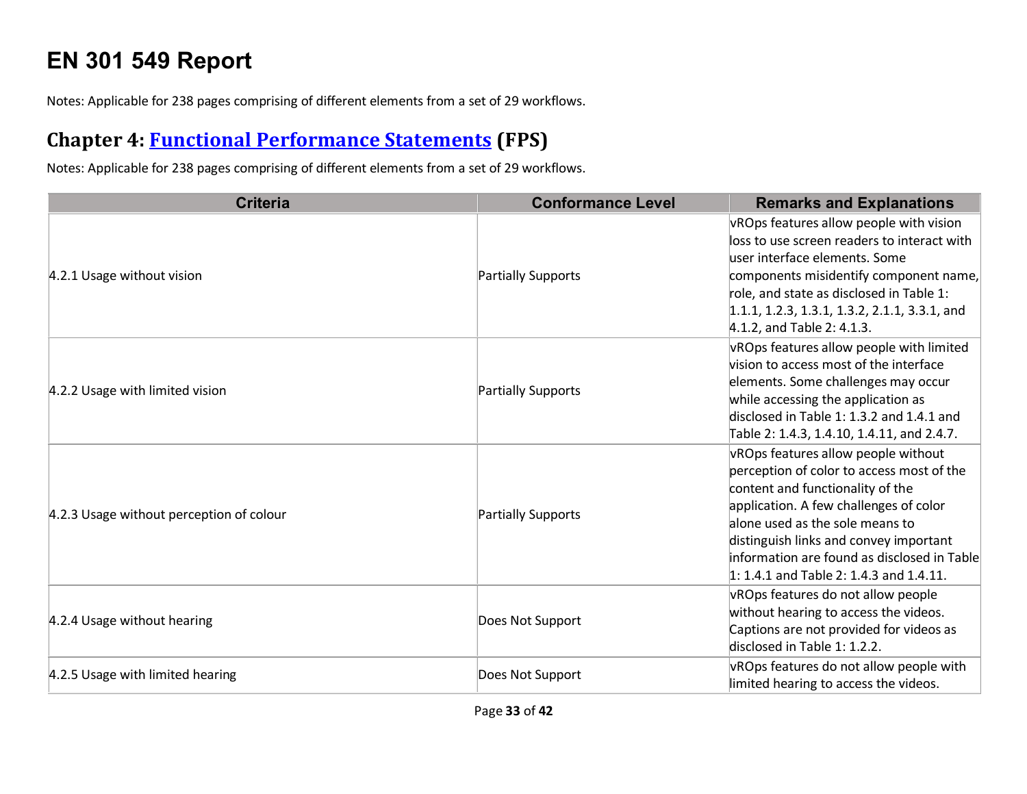# EN 301 549 Report

Notes: Applicable for 238 pages comprising of different elements from a set of 29 workflows.

## Chapter 4: [Functional Performance Statements](#) (FPS)

Notes: Applicable for 238 pages comprising of different elements from a set of 29 workflows.

| Criteria | Conformance Level | Remarks and Explanations |
|---|---|---|
| 4.2.1 Usage without vision | Partially Supports | vROps features allow people with vision loss to use screen readers to interact with user interface elements. Some components misidentify component name, role, and state as disclosed in Table 1: 1.1.1, 1.2.3, 1.3.1, 1.3.2, 2.1.1, 3.3.1, and 4.1.2, and Table 2: 4.1.3. |
| 4.2.2 Usage with limited vision | Partially Supports | vROps features allow people with limited vision to access most of the interface elements. Some challenges may occur while accessing the application as disclosed in Table 1: 1.3.2 and 1.4.1 and Table 2: 1.4.3, 1.4.10, 1.4.11, and 2.4.7. |
| 4.2.3 Usage without perception of colour | Partially Supports | vROps features allow people without perception of color to access most of the content and functionality of the application. A few challenges of color alone used as the sole means to distinguish links and convey important information are found as disclosed in Table 1: 1.4.1 and Table 2: 1.4.3 and 1.4.11. |
| 4.2.4 Usage without hearing | Does Not Support | vROps features do not allow people without hearing to access the videos. Captions are not provided for videos as disclosed in Table 1: 1.2.2. |
| 4.2.5 Usage with limited hearing | Does Not Support | vROps features do not allow people with limited hearing to access the videos. |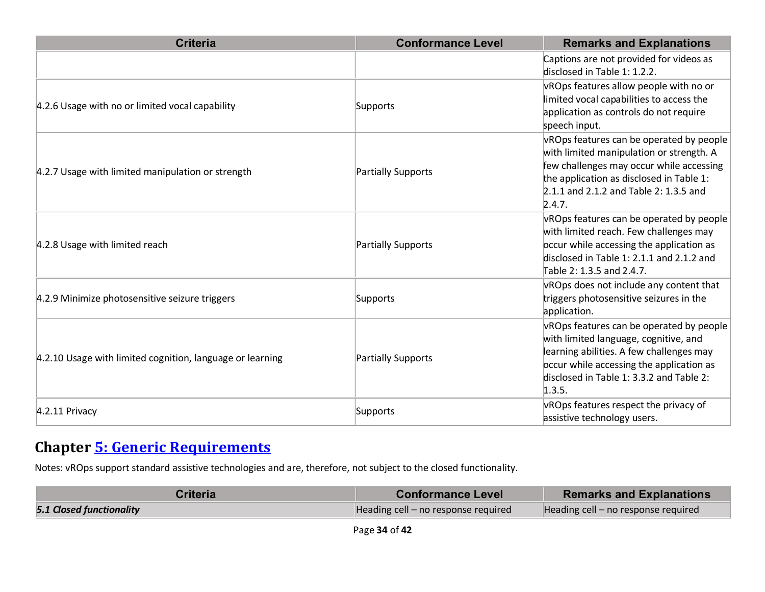| Criteria | Conformance Level | Remarks and Explanations |
|---|---|---|
| | | Captions are not provided for videos as disclosed in Table 1: 1.2.2. |
| 4.2.6 Usage with no or limited vocal capability | Supports | vROps features allow people with no or limited vocal capabilities to access the application as controls do not require speech input. |
| 4.2.7 Usage with limited manipulation or strength | Partially Supports | vROps features can be operated by people with limited manipulation or strength. A few challenges may occur while accessing the application as disclosed in Table 1: 2.1.1 and 2.1.2 and Table 2: 1.3.5 and 2.4.7. |
| 4.2.8 Usage with limited reach | Partially Supports | vROps features can be operated by people with limited reach. Few challenges may occur while accessing the application as disclosed in Table 1: 2.1.1 and 2.1.2 and Table 2: 1.3.5 and 2.4.7. |
| 4.2.9 Minimize photosensitive seizure triggers | Supports | vROps does not include any content that triggers photosensitive seizures in the application. |
| 4.2.10 Usage with limited cognition, language or learning | Partially Supports | vROps features can be operated by people with limited language, cognitive, and learning abilities. A few challenges may occur while accessing the application as disclosed in Table 1: 3.3.2 and Table 2: 1.3.5. |
| 4.2.11 Privacy | Supports | vROps features respect the privacy of assistive technology users. |

## Chapter 5: Generic Requirements

Notes: vROps support standard assistive technologies and are, therefore, not subject to the closed functionality.

| Criteria | Conformance Level | Remarks and Explanations |
|---|---|---|
| ***5.1 Closed functionality*** | Heading cell – no response required | Heading cell – no response required |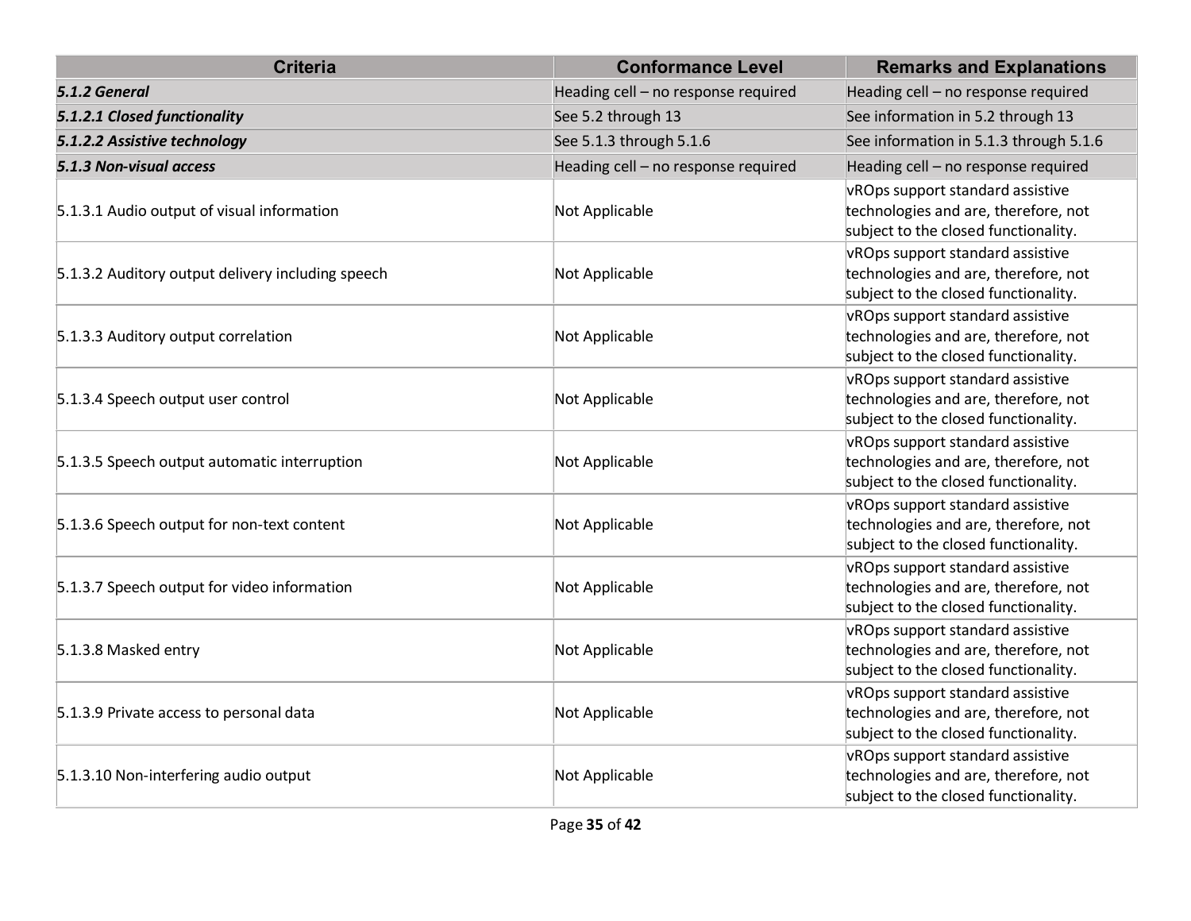| Criteria | Conformance Level | Remarks and Explanations |
| --- | --- | --- |
| ***5.1.2 General*** | Heading cell – no response required | Heading cell – no response required |
| ***5.1.2.1 Closed functionality*** | See 5.2 through 13 | See information in 5.2 through 13 |
| ***5.1.2.2 Assistive technology*** | See 5.1.3 through 5.1.6 | See information in 5.1.3 through 5.1.6 |
| ***5.1.3 Non-visual access*** | Heading cell – no response required | Heading cell – no response required |
| 5.1.3.1 Audio output of visual information | Not Applicable | vROps support standard assistive technologies and are, therefore, not subject to the closed functionality. |
| 5.1.3.2 Auditory output delivery including speech | Not Applicable | vROps support standard assistive technologies and are, therefore, not subject to the closed functionality. |
| 5.1.3.3 Auditory output correlation | Not Applicable | vROps support standard assistive technologies and are, therefore, not subject to the closed functionality. |
| 5.1.3.4 Speech output user control | Not Applicable | vROps support standard assistive technologies and are, therefore, not subject to the closed functionality. |
| 5.1.3.5 Speech output automatic interruption | Not Applicable | vROps support standard assistive technologies and are, therefore, not subject to the closed functionality. |
| 5.1.3.6 Speech output for non-text content | Not Applicable | vROps support standard assistive technologies and are, therefore, not subject to the closed functionality. |
| 5.1.3.7 Speech output for video information | Not Applicable | vROps support standard assistive technologies and are, therefore, not subject to the closed functionality. |
| 5.1.3.8 Masked entry | Not Applicable | vROps support standard assistive technologies and are, therefore, not subject to the closed functionality. |
| 5.1.3.9 Private access to personal data | Not Applicable | vROps support standard assistive technologies and are, therefore, not subject to the closed functionality. |
| 5.1.3.10 Non-interfering audio output | Not Applicable | vROps support standard assistive technologies and are, therefore, not subject to the closed functionality. |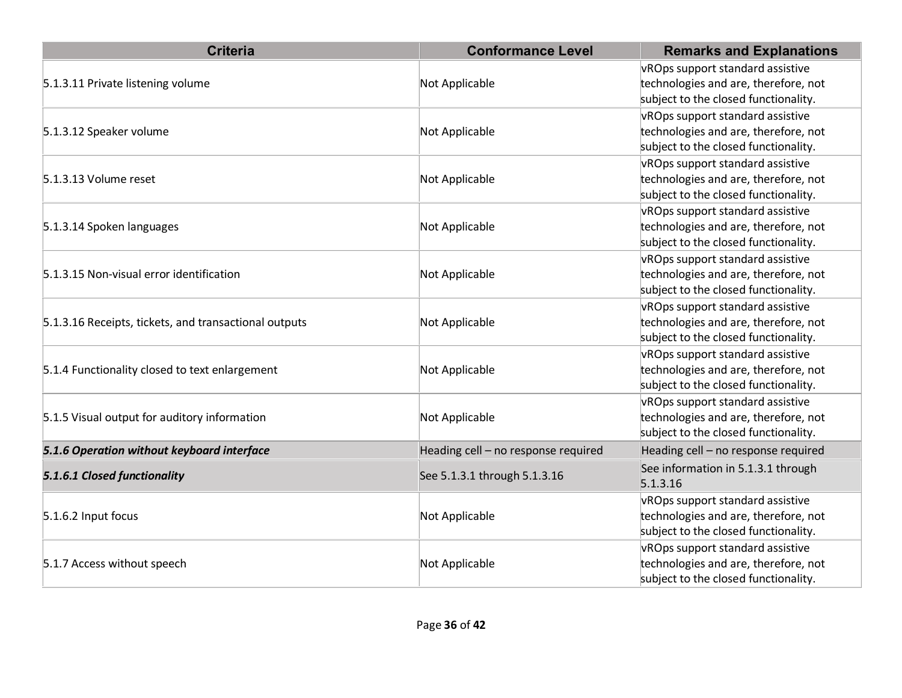| Criteria | Conformance Level | Remarks and Explanations |
|---|---|---|
| 5.1.3.11 Private listening volume | Not Applicable | vROps support standard assistive technologies and are, therefore, not subject to the closed functionality. |
| 5.1.3.12 Speaker volume | Not Applicable | vROps support standard assistive technologies and are, therefore, not subject to the closed functionality. |
| 5.1.3.13 Volume reset | Not Applicable | vROps support standard assistive technologies and are, therefore, not subject to the closed functionality. |
| 5.1.3.14 Spoken languages | Not Applicable | vROps support standard assistive technologies and are, therefore, not subject to the closed functionality. |
| 5.1.3.15 Non-visual error identification | Not Applicable | vROps support standard assistive technologies and are, therefore, not subject to the closed functionality. |
| 5.1.3.16 Receipts, tickets, and transactional outputs | Not Applicable | vROps support standard assistive technologies and are, therefore, not subject to the closed functionality. |
| 5.1.4 Functionality closed to text enlargement | Not Applicable | vROps support standard assistive technologies and are, therefore, not subject to the closed functionality. |
| 5.1.5 Visual output for auditory information | Not Applicable | vROps support standard assistive technologies and are, therefore, not subject to the closed functionality. |
| ***5.1.6 Operation without keyboard interface*** | Heading cell – no response required | Heading cell – no response required |
| ***5.1.6.1 Closed functionality*** | See 5.1.3.1 through 5.1.3.16 | See information in 5.1.3.1 through 5.1.3.16 |
| 5.1.6.2 Input focus | Not Applicable | vROps support standard assistive technologies and are, therefore, not subject to the closed functionality. |
| 5.1.7 Access without speech | Not Applicable | vROps support standard assistive technologies and are, therefore, not subject to the closed functionality. |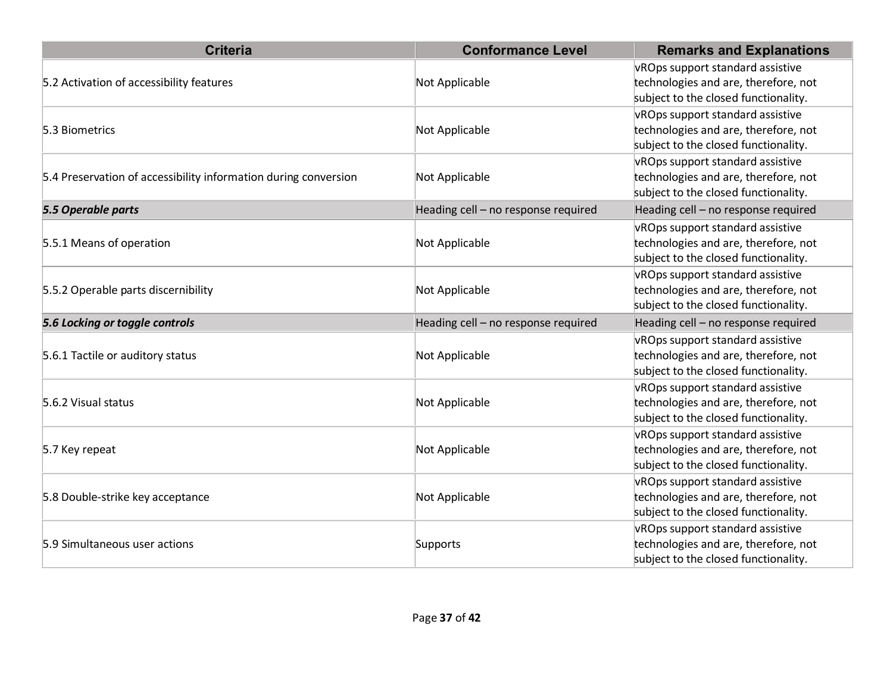| Criteria | Conformance Level | Remarks and Explanations |
| --- | --- | --- |
| 5.2 Activation of accessibility features | Not Applicable | vROps support standard assistive technologies and are, therefore, not subject to the closed functionality. |
| 5.3 Biometrics | Not Applicable | vROps support standard assistive technologies and are, therefore, not subject to the closed functionality. |
| 5.4 Preservation of accessibility information during conversion | Not Applicable | vROps support standard assistive technologies and are, therefore, not subject to the closed functionality. |
| ***5.5 Operable parts*** | Heading cell – no response required | Heading cell – no response required |
| 5.5.1 Means of operation | Not Applicable | vROps support standard assistive technologies and are, therefore, not subject to the closed functionality. |
| 5.5.2 Operable parts discernibility | Not Applicable | vROps support standard assistive technologies and are, therefore, not subject to the closed functionality. |
| ***5.6 Locking or toggle controls*** | Heading cell – no response required | Heading cell – no response required |
| 5.6.1 Tactile or auditory status | Not Applicable | vROps support standard assistive technologies and are, therefore, not subject to the closed functionality. |
| 5.6.2 Visual status | Not Applicable | vROps support standard assistive technologies and are, therefore, not subject to the closed functionality. |
| 5.7 Key repeat | Not Applicable | vROps support standard assistive technologies and are, therefore, not subject to the closed functionality. |
| 5.8 Double-strike key acceptance | Not Applicable | vROps support standard assistive technologies and are, therefore, not subject to the closed functionality. |
| 5.9 Simultaneous user actions | Supports | vROps support standard assistive technologies and are, therefore, not subject to the closed functionality. |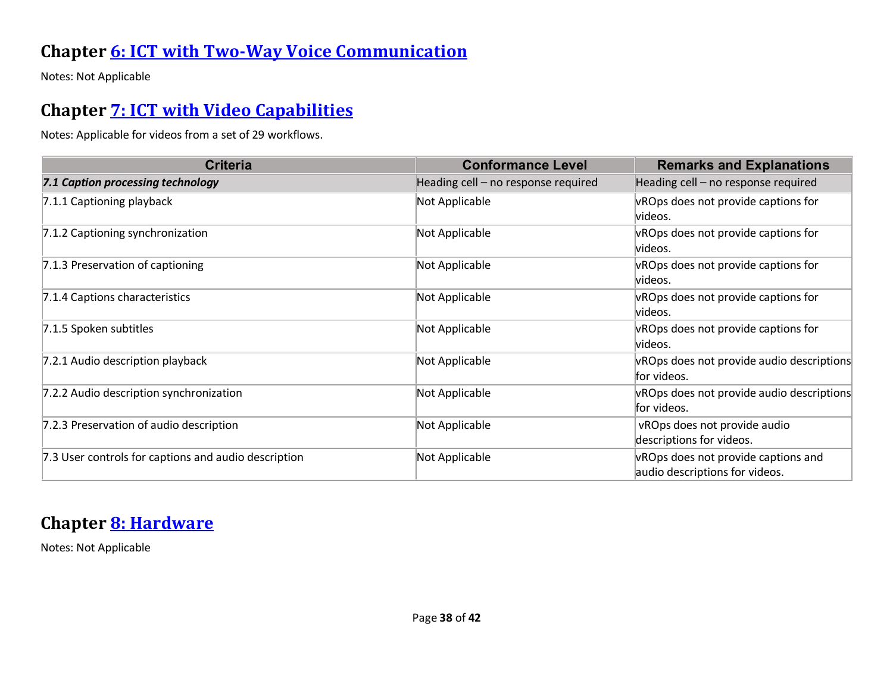## Chapter [6: ICT with Two-Way Voice Communication]

Notes: Not Applicable

## Chapter [7: ICT with Video Capabilities]

Notes: Applicable for videos from a set of 29 workflows.

| Criteria | Conformance Level | Remarks and Explanations |
|---|---|---|
| ***7.1 Caption processing technology*** | Heading cell – no response required | Heading cell – no response required |
| 7.1.1 Captioning playback | Not Applicable | vROps does not provide captions for videos. |
| 7.1.2 Captioning synchronization | Not Applicable | vROps does not provide captions for videos. |
| 7.1.3 Preservation of captioning | Not Applicable | vROps does not provide captions for videos. |
| 7.1.4 Captions characteristics | Not Applicable | vROps does not provide captions for videos. |
| 7.1.5 Spoken subtitles | Not Applicable | vROps does not provide captions for videos. |
| 7.2.1 Audio description playback | Not Applicable | vROps does not provide audio descriptions for videos. |
| 7.2.2 Audio description synchronization | Not Applicable | vROps does not provide audio descriptions for videos. |
| 7.2.3 Preservation of audio description | Not Applicable | vROps does not provide audio descriptions for videos. |
| 7.3 User controls for captions and audio description | Not Applicable | vROps does not provide captions and audio descriptions for videos. |

## Chapter [8: Hardware]

Notes: Not Applicable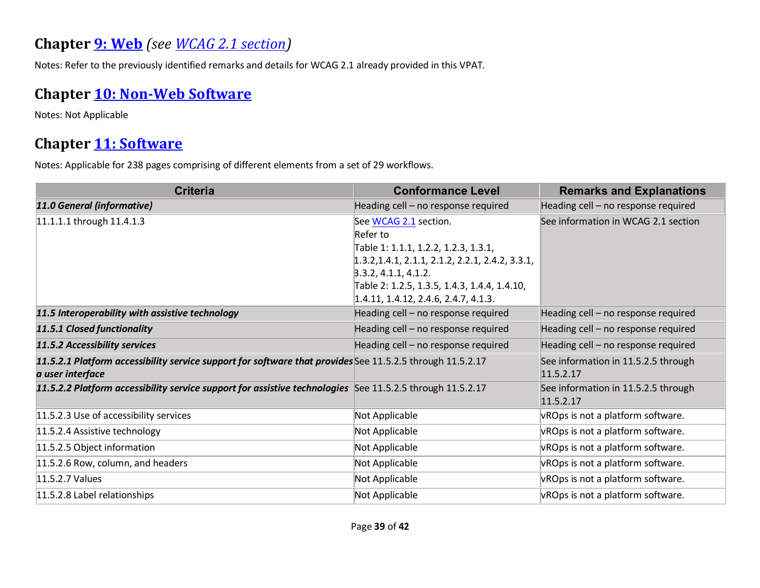## Chapter [9: Web](#) *(see [WCAG 2.1 section](#))*

Notes: Refer to the previously identified remarks and details for WCAG 2.1 already provided in this VPAT.

## Chapter [10: Non-Web Software](#)

Notes: Not Applicable

## Chapter [11: Software](#)

Notes: Applicable for 238 pages comprising of different elements from a set of 29 workflows.

| Criteria | Conformance Level | Remarks and Explanations |
|---|---|---|
| ***11.0 General (informative)*** | Heading cell – no response required | Heading cell – no response required |
| 11.1.1.1 through 11.4.1.3 | See [WCAG 2.1](#) section.<br>Refer to<br>Table 1: 1.1.1, 1.2.2, 1.2.3, 1.3.1, 1.3.2,1.4.1, 2.1.1, 2.1.2, 2.2.1, 2.4.2, 3.3.1, 3.3.2, 4.1.1, 4.1.2.<br>Table 2: 1.2.5, 1.3.5, 1.4.3, 1.4.4, 1.4.10, 1.4.11, 1.4.12, 2.4.6, 2.4.7, 4.1.3. | See information in WCAG 2.1 section |
| ***11.5 Interoperability with assistive technology*** | Heading cell – no response required | Heading cell – no response required |
| ***11.5.1 Closed functionality*** | Heading cell – no response required | Heading cell – no response required |
| ***11.5.2 Accessibility services*** | Heading cell – no response required | Heading cell – no response required |
| ***11.5.2.1 Platform accessibility service support for software that provides a user interface*** | See 11.5.2.5 through 11.5.2.17 | See information in 11.5.2.5 through 11.5.2.17 |
| ***11.5.2.2 Platform accessibility service support for assistive technologies*** | See 11.5.2.5 through 11.5.2.17 | See information in 11.5.2.5 through 11.5.2.17 |
| 11.5.2.3 Use of accessibility services | Not Applicable | vROps is not a platform software. |
| 11.5.2.4 Assistive technology | Not Applicable | vROps is not a platform software. |
| 11.5.2.5 Object information | Not Applicable | vROps is not a platform software. |
| 11.5.2.6 Row, column, and headers | Not Applicable | vROps is not a platform software. |
| 11.5.2.7 Values | Not Applicable | vROps is not a platform software. |
| 11.5.2.8 Label relationships | Not Applicable | vROps is not a platform software. |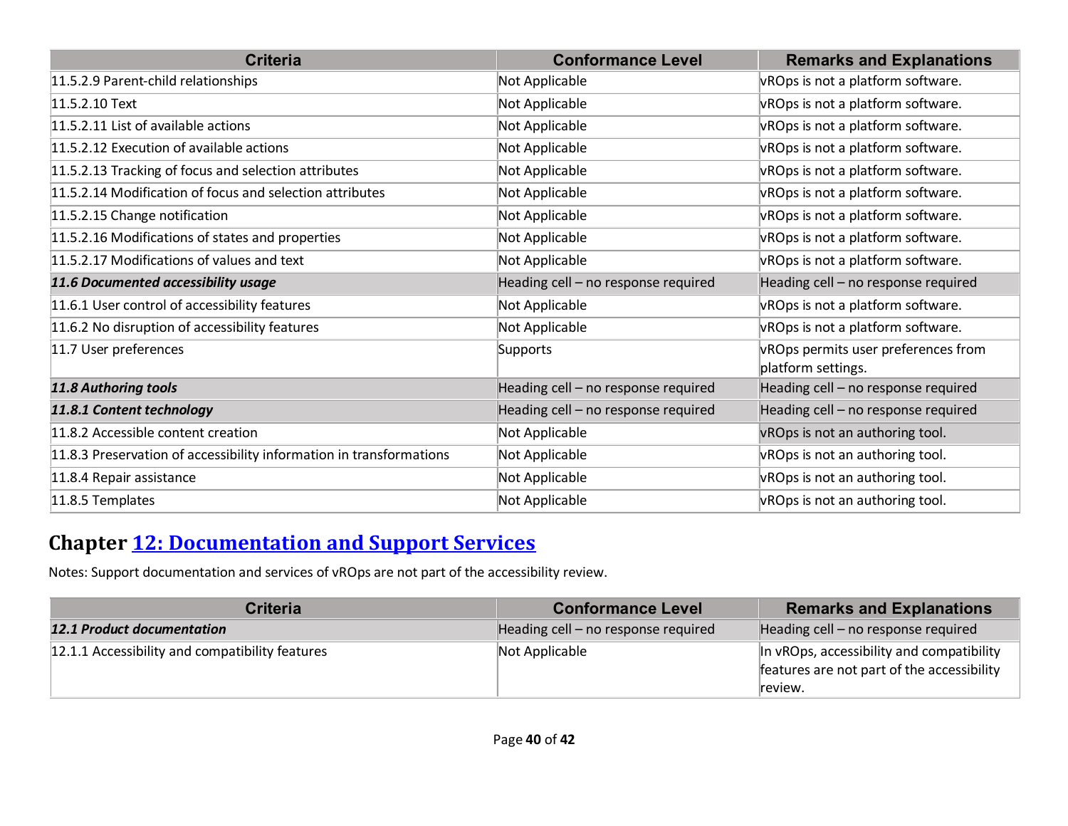| Criteria | Conformance Level | Remarks and Explanations |
| --- | --- | --- |
| 11.5.2.9 Parent-child relationships | Not Applicable | vROps is not a platform software. |
| 11.5.2.10 Text | Not Applicable | vROps is not a platform software. |
| 11.5.2.11 List of available actions | Not Applicable | vROps is not a platform software. |
| 11.5.2.12 Execution of available actions | Not Applicable | vROps is not a platform software. |
| 11.5.2.13 Tracking of focus and selection attributes | Not Applicable | vROps is not a platform software. |
| 11.5.2.14 Modification of focus and selection attributes | Not Applicable | vROps is not a platform software. |
| 11.5.2.15 Change notification | Not Applicable | vROps is not a platform software. |
| 11.5.2.16 Modifications of states and properties | Not Applicable | vROps is not a platform software. |
| 11.5.2.17 Modifications of values and text | Not Applicable | vROps is not a platform software. |
| ***11.6 Documented accessibility usage*** | Heading cell – no response required | Heading cell – no response required |
| 11.6.1 User control of accessibility features | Not Applicable | vROps is not a platform software. |
| 11.6.2 No disruption of accessibility features | Not Applicable | vROps is not a platform software. |
| 11.7 User preferences | Supports | vROps permits user preferences from platform settings. |
| ***11.8 Authoring tools*** | Heading cell – no response required | Heading cell – no response required |
| ***11.8.1 Content technology*** | Heading cell – no response required | Heading cell – no response required |
| 11.8.2 Accessible content creation | Not Applicable | vROps is not an authoring tool. |
| 11.8.3 Preservation of accessibility information in transformations | Not Applicable | vROps is not an authoring tool. |
| 11.8.4 Repair assistance | Not Applicable | vROps is not an authoring tool. |
| 11.8.5 Templates | Not Applicable | vROps is not an authoring tool. |

## Chapter 12: Documentation and Support Services

Notes: Support documentation and services of vROps are not part of the accessibility review.

| Criteria | Conformance Level | Remarks and Explanations |
| --- | --- | --- |
| ***12.1 Product documentation*** | Heading cell – no response required | Heading cell – no response required |
| 12.1.1 Accessibility and compatibility features | Not Applicable | In vROps, accessibility and compatibility features are not part of the accessibility review. |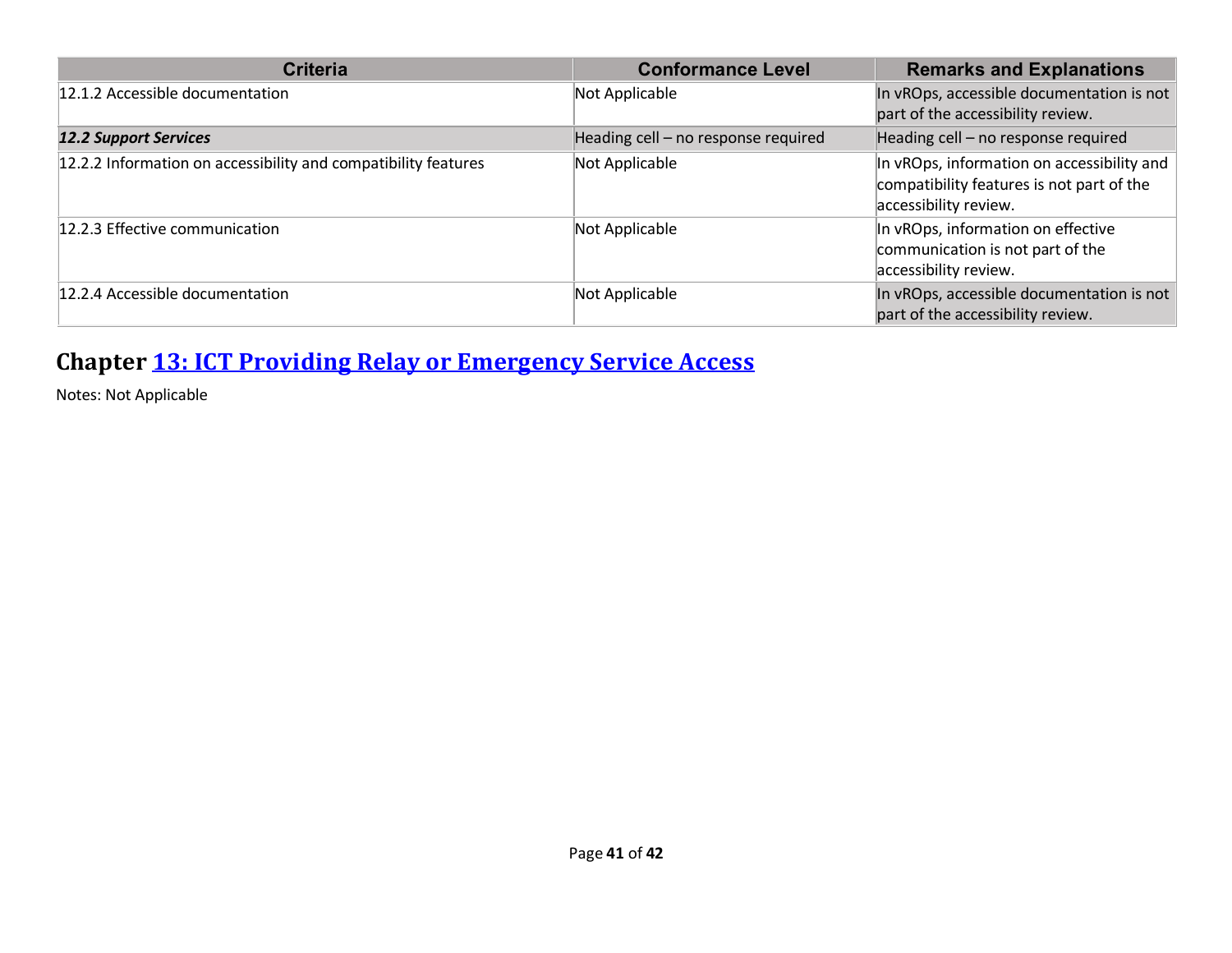| Criteria | Conformance Level | Remarks and Explanations |
| --- | --- | --- |
| 12.1.2 Accessible documentation | Not Applicable | In vROps, accessible documentation is not part of the accessibility review. |
| ***12.2 Support Services*** | Heading cell – no response required | Heading cell – no response required |
| 12.2.2 Information on accessibility and compatibility features | Not Applicable | In vROps, information on accessibility and compatibility features is not part of the accessibility review. |
| 12.2.3 Effective communication | Not Applicable | In vROps, information on effective communication is not part of the accessibility review. |
| 12.2.4 Accessible documentation | Not Applicable | In vROps, accessible documentation is not part of the accessibility review. |

## Chapter 13: ICT Providing Relay or Emergency Service Access

Notes: Not Applicable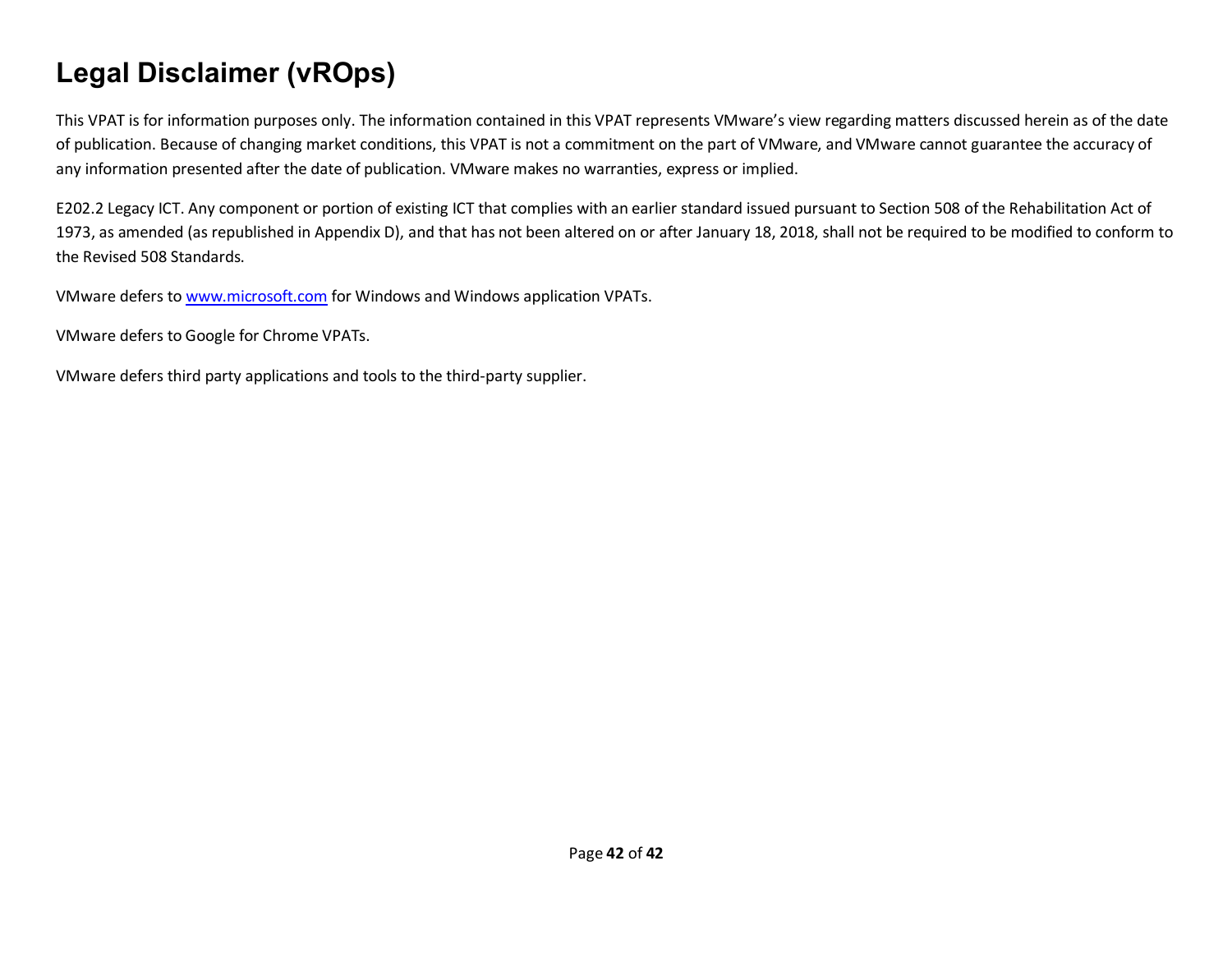# Legal Disclaimer (vROps)

This VPAT is for information purposes only. The information contained in this VPAT represents VMware's view regarding matters discussed herein as of the date of publication. Because of changing market conditions, this VPAT is not a commitment on the part of VMware, and VMware cannot guarantee the accuracy of any information presented after the date of publication. VMware makes no warranties, express or implied.

E202.2 Legacy ICT. Any component or portion of existing ICT that complies with an earlier standard issued pursuant to Section 508 of the Rehabilitation Act of 1973, as amended (as republished in Appendix D), and that has not been altered on or after January 18, 2018, shall not be required to be modified to conform to the Revised 508 Standards.

VMware defers to [www.microsoft.com](http://www.microsoft.com) for Windows and Windows application VPATs.

VMware defers to Google for Chrome VPATs.

VMware defers third party applications and tools to the third-party supplier.